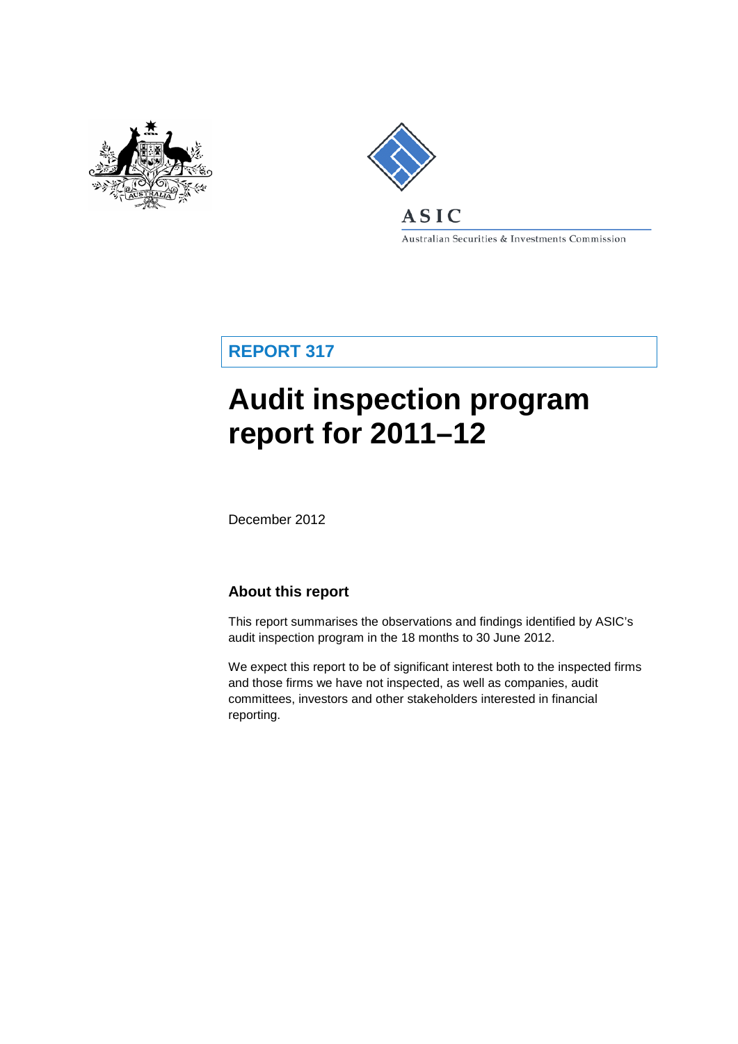ASIC

Australian Securities & Investments Commission

**REPORT 317**

# Audit inspection program report for 2011–12

December 2012

## About this report

This report summarises the observations and findings identified by ASIC's audit inspection program in the 18 months to 30 June 2012.

We expect this report to be of significant interest both to the inspected firms and those firms we have not inspected, as well as companies, audit committees, investors and other stakeholders interested in financial reporting.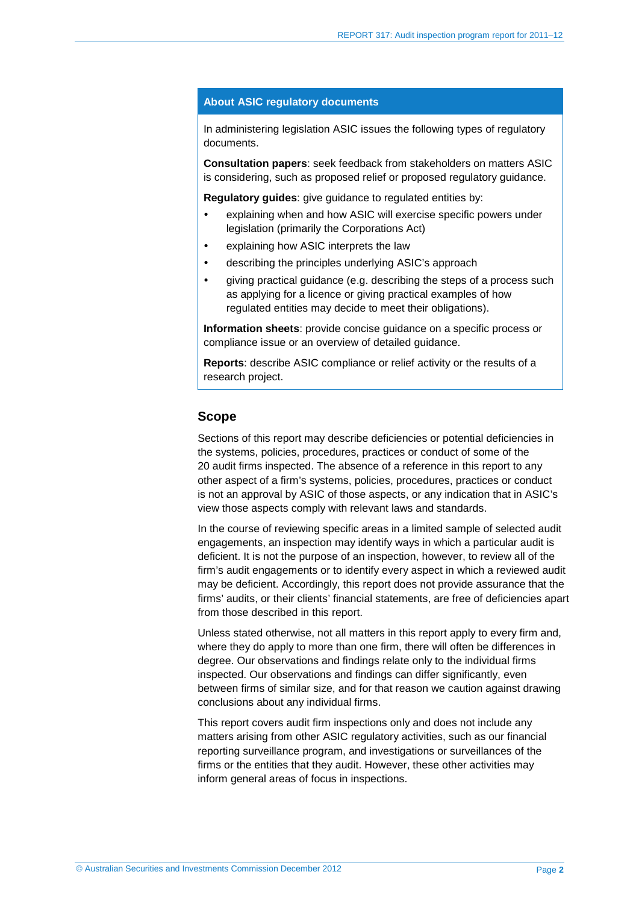### About ASIC regulatory documents

In administering legislation ASIC issues the following types of regulatory documents.

**Consultation papers**: seek feedback from stakeholders on matters ASIC is considering, such as proposed relief or proposed regulatory guidance.

**Regulatory guides**: give guidance to regulated entities by:

- explaining when and how ASIC will exercise specific powers under legislation (primarily the Corporations Act)
- explaining how ASIC interprets the law
- describing the principles underlying ASIC's approach
- giving practical guidance (e.g. describing the steps of a process such as applying for a licence or giving practical examples of how regulated entities may decide to meet their obligations).

**Information sheets**: provide concise guidance on a specific process or compliance issue or an overview of detailed guidance.

**Reports**: describe ASIC compliance or relief activity or the results of a research project.

## Scope

Sections of this report may describe deficiencies or potential deficiencies in the systems, policies, procedures, practices or conduct of some of the 20 audit firms inspected. The absence of a reference in this report to any other aspect of a firm's systems, policies, procedures, practices or conduct is not an approval by ASIC of those aspects, or any indication that in ASIC's view those aspects comply with relevant laws and standards.

In the course of reviewing specific areas in a limited sample of selected audit engagements, an inspection may identify ways in which a particular audit is deficient. It is not the purpose of an inspection, however, to review all of the firm's audit engagements or to identify every aspect in which a reviewed audit may be deficient. Accordingly, this report does not provide assurance that the firms' audits, or their clients' financial statements, are free of deficiencies apart from those described in this report.

Unless stated otherwise, not all matters in this report apply to every firm and, where they do apply to more than one firm, there will often be differences in degree. Our observations and findings relate only to the individual firms inspected. Our observations and findings can differ significantly, even between firms of similar size, and for that reason we caution against drawing conclusions about any individual firms.

This report covers audit firm inspections only and does not include any matters arising from other ASIC regulatory activities, such as our financial reporting surveillance program, and investigations or surveillances of the firms or the entities that they audit. However, these other activities may inform general areas of focus in inspections.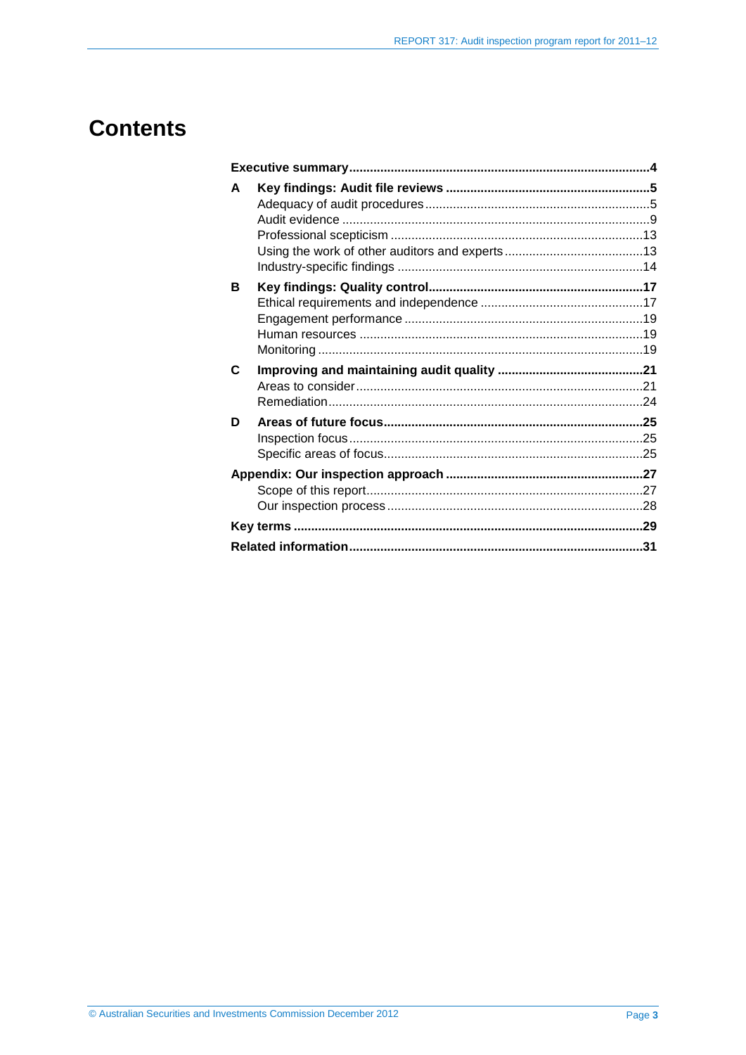# Contents

**Executive summary** .......... **4**

**A Key findings: Audit file reviews** .......... **5**
- Adequacy of audit procedures .......... 5
- Audit evidence .......... 9
- Professional scepticism .......... 13
- Using the work of other auditors and experts .......... 13
- Industry-specific findings .......... 14

**B Key findings: Quality control** .......... **17**
- Ethical requirements and independence .......... 17
- Engagement performance .......... 19
- Human resources .......... 19
- Monitoring .......... 19

**C Improving and maintaining audit quality** .......... **21**
- Areas to consider .......... 21
- Remediation .......... 24

**D Areas of future focus** .......... **25**
- Inspection focus .......... 25
- Specific areas of focus .......... 25

**Appendix: Our inspection approach** .......... **27**
- Scope of this report .......... 27
- Our inspection process .......... 28

**Key terms** .......... **29**

**Related information** .......... **31**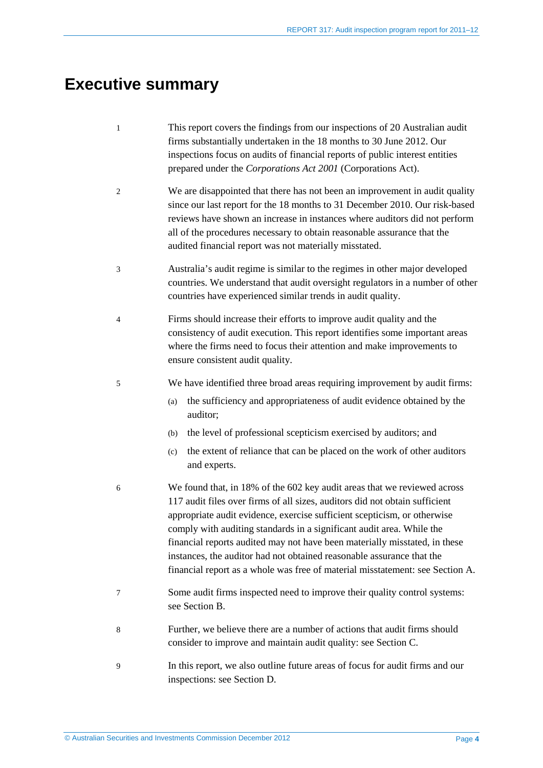# Executive summary

1 This report covers the findings from our inspections of 20 Australian audit firms substantially undertaken in the 18 months to 30 June 2012. Our inspections focus on audits of financial reports of public interest entities prepared under the *Corporations Act 2001* (Corporations Act).

2 We are disappointed that there has not been an improvement in audit quality since our last report for the 18 months to 31 December 2010. Our risk-based reviews have shown an increase in instances where auditors did not perform all of the procedures necessary to obtain reasonable assurance that the audited financial report was not materially misstated.

3 Australia's audit regime is similar to the regimes in other major developed countries. We understand that audit oversight regulators in a number of other countries have experienced similar trends in audit quality.

4 Firms should increase their efforts to improve audit quality and the consistency of audit execution. This report identifies some important areas where the firms need to focus their attention and make improvements to ensure consistent audit quality.

5 We have identified three broad areas requiring improvement by audit firms:

(a) the sufficiency and appropriateness of audit evidence obtained by the auditor;

(b) the level of professional scepticism exercised by auditors; and

(c) the extent of reliance that can be placed on the work of other auditors and experts.

6 We found that, in 18% of the 602 key audit areas that we reviewed across 117 audit files over firms of all sizes, auditors did not obtain sufficient appropriate audit evidence, exercise sufficient scepticism, or otherwise comply with auditing standards in a significant audit area. While the financial reports audited may not have been materially misstated, in these instances, the auditor had not obtained reasonable assurance that the financial report as a whole was free of material misstatement: see Section A.

7 Some audit firms inspected need to improve their quality control systems: see Section B.

8 Further, we believe there are a number of actions that audit firms should consider to improve and maintain audit quality: see Section C.

9 In this report, we also outline future areas of focus for audit firms and our inspections: see Section D.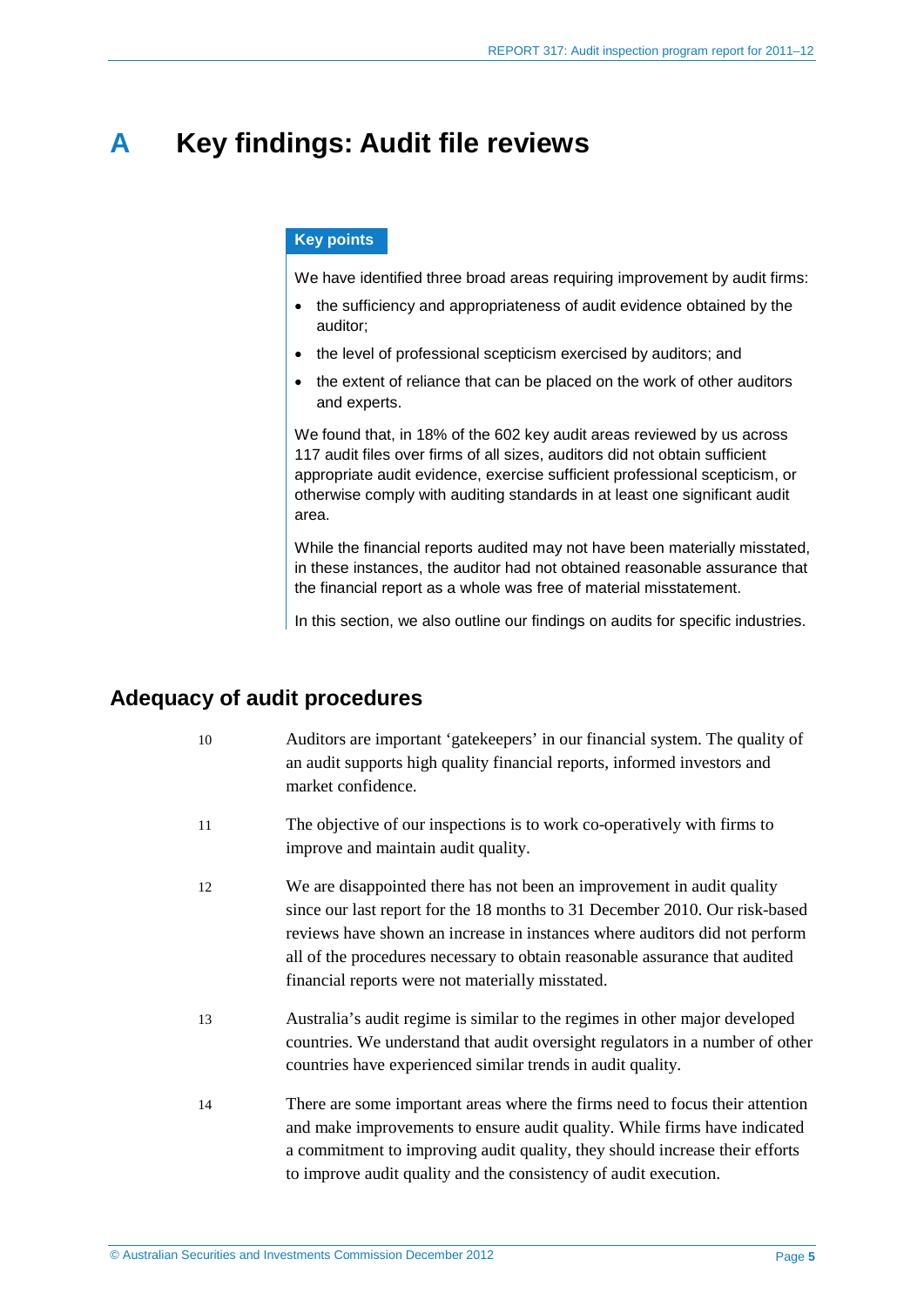# A Key findings: Audit file reviews

**Key points**

We have identified three broad areas requiring improvement by audit firms:

- the sufficiency and appropriateness of audit evidence obtained by the auditor;
- the level of professional scepticism exercised by auditors; and
- the extent of reliance that can be placed on the work of other auditors and experts.

We found that, in 18% of the 602 key audit areas reviewed by us across 117 audit files over firms of all sizes, auditors did not obtain sufficient appropriate audit evidence, exercise sufficient professional scepticism, or otherwise comply with auditing standards in at least one significant audit area.

While the financial reports audited may not have been materially misstated, in these instances, the auditor had not obtained reasonable assurance that the financial report as a whole was free of material misstatement.

In this section, we also outline our findings on audits for specific industries.

## Adequacy of audit procedures

10 Auditors are important 'gatekeepers' in our financial system. The quality of an audit supports high quality financial reports, informed investors and market confidence.

11 The objective of our inspections is to work co-operatively with firms to improve and maintain audit quality.

12 We are disappointed there has not been an improvement in audit quality since our last report for the 18 months to 31 December 2010. Our risk-based reviews have shown an increase in instances where auditors did not perform all of the procedures necessary to obtain reasonable assurance that audited financial reports were not materially misstated.

13 Australia's audit regime is similar to the regimes in other major developed countries. We understand that audit oversight regulators in a number of other countries have experienced similar trends in audit quality.

14 There are some important areas where the firms need to focus their attention and make improvements to ensure audit quality. While firms have indicated a commitment to improving audit quality, they should increase their efforts to improve audit quality and the consistency of audit execution.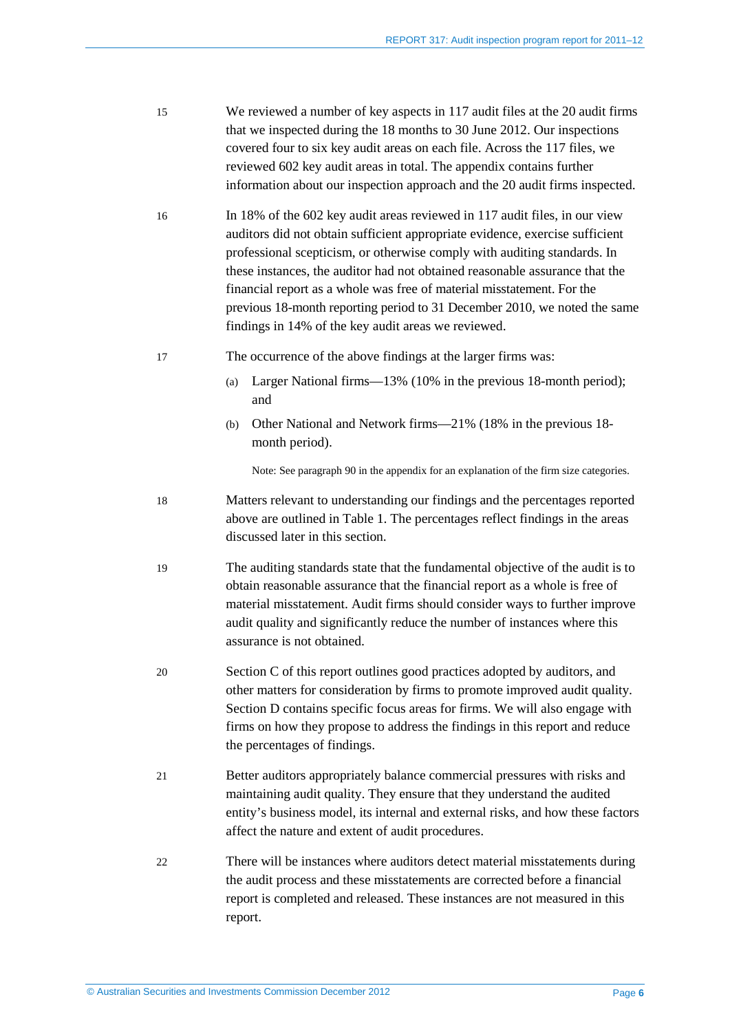15 We reviewed a number of key aspects in 117 audit files at the 20 audit firms that we inspected during the 18 months to 30 June 2012. Our inspections covered four to six key audit areas on each file. Across the 117 files, we reviewed 602 key audit areas in total. The appendix contains further information about our inspection approach and the 20 audit firms inspected.

16 In 18% of the 602 key audit areas reviewed in 117 audit files, in our view auditors did not obtain sufficient appropriate evidence, exercise sufficient professional scepticism, or otherwise comply with auditing standards. In these instances, the auditor had not obtained reasonable assurance that the financial report as a whole was free of material misstatement. For the previous 18-month reporting period to 31 December 2010, we noted the same findings in 14% of the key audit areas we reviewed.

17 The occurrence of the above findings at the larger firms was:

(a) Larger National firms—13% (10% in the previous 18-month period); and

(b) Other National and Network firms—21% (18% in the previous 18-month period).

Note: See paragraph 90 in the appendix for an explanation of the firm size categories.

18 Matters relevant to understanding our findings and the percentages reported above are outlined in Table 1. The percentages reflect findings in the areas discussed later in this section.

19 The auditing standards state that the fundamental objective of the audit is to obtain reasonable assurance that the financial report as a whole is free of material misstatement. Audit firms should consider ways to further improve audit quality and significantly reduce the number of instances where this assurance is not obtained.

20 Section C of this report outlines good practices adopted by auditors, and other matters for consideration by firms to promote improved audit quality. Section D contains specific focus areas for firms. We will also engage with firms on how they propose to address the findings in this report and reduce the percentages of findings.

21 Better auditors appropriately balance commercial pressures with risks and maintaining audit quality. They ensure that they understand the audited entity's business model, its internal and external risks, and how these factors affect the nature and extent of audit procedures.

22 There will be instances where auditors detect material misstatements during the audit process and these misstatements are corrected before a financial report is completed and released. These instances are not measured in this report.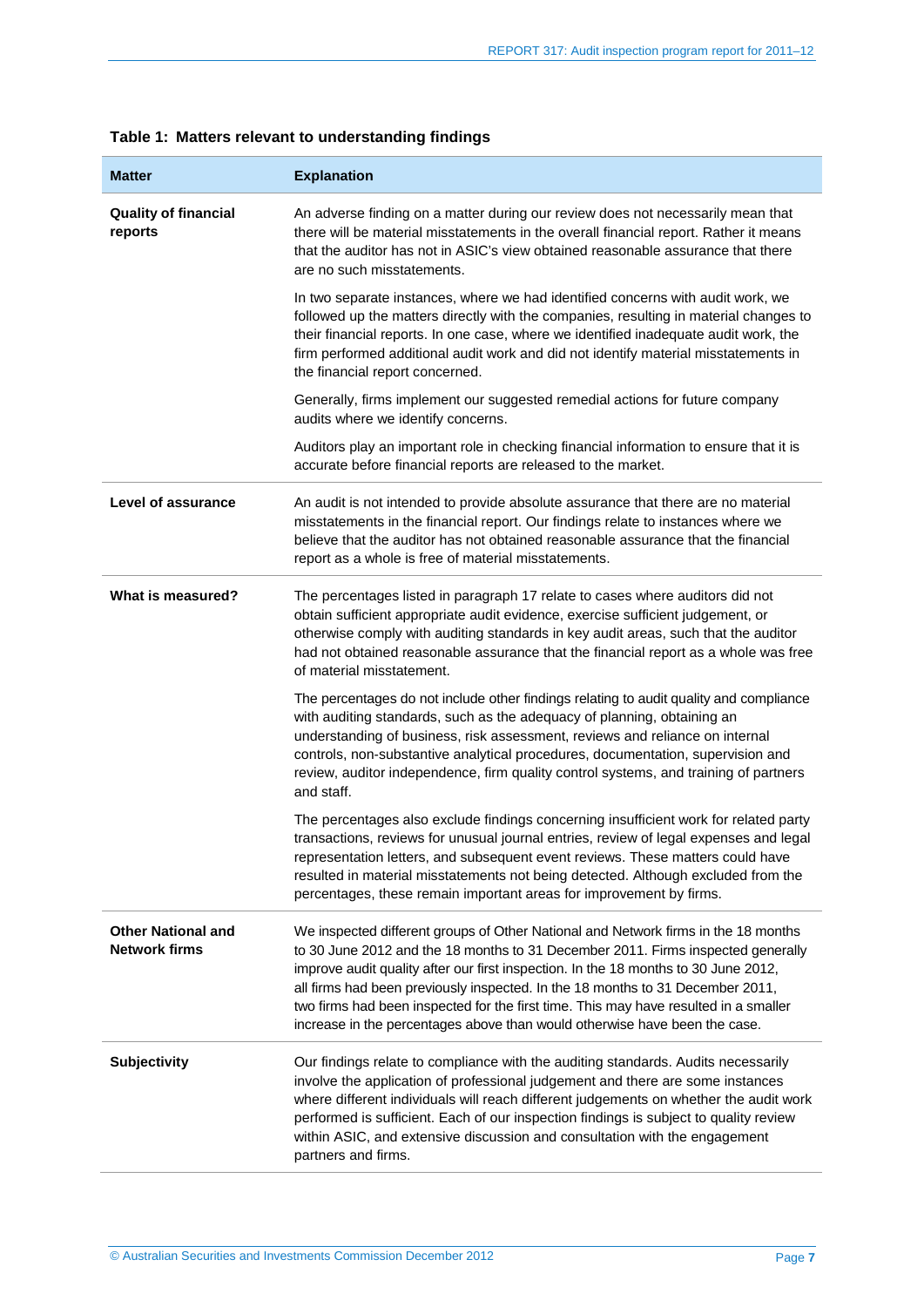**Table 1: Matters relevant to understanding findings**

| Matter | Explanation |
|---|---|
| **Quality of financial reports** | An adverse finding on a matter during our review does not necessarily mean that there will be material misstatements in the overall financial report. Rather it means that the auditor has not in ASIC's view obtained reasonable assurance that there are no such misstatements.<br><br>In two separate instances, where we had identified concerns with audit work, we followed up the matters directly with the companies, resulting in material changes to their financial reports. In one case, where we identified inadequate audit work, the firm performed additional audit work and did not identify material misstatements in the financial report concerned.<br><br>Generally, firms implement our suggested remedial actions for future company audits where we identify concerns.<br><br>Auditors play an important role in checking financial information to ensure that it is accurate before financial reports are released to the market. |
| **Level of assurance** | An audit is not intended to provide absolute assurance that there are no material misstatements in the financial report. Our findings relate to instances where we believe that the auditor has not obtained reasonable assurance that the financial report as a whole is free of material misstatements. |
| **What is measured?** | The percentages listed in paragraph 17 relate to cases where auditors did not obtain sufficient appropriate audit evidence, exercise sufficient judgement, or otherwise comply with auditing standards in key audit areas, such that the auditor had not obtained reasonable assurance that the financial report as a whole was free of material misstatement.<br><br>The percentages do not include other findings relating to audit quality and compliance with auditing standards, such as the adequacy of planning, obtaining an understanding of business, risk assessment, reviews and reliance on internal controls, non-substantive analytical procedures, documentation, supervision and review, auditor independence, firm quality control systems, and training of partners and staff.<br><br>The percentages also exclude findings concerning insufficient work for related party transactions, reviews for unusual journal entries, review of legal expenses and legal representation letters, and subsequent event reviews. These matters could have resulted in material misstatements not being detected. Although excluded from the percentages, these remain important areas for improvement by firms. |
| **Other National and Network firms** | We inspected different groups of Other National and Network firms in the 18 months to 30 June 2012 and the 18 months to 31 December 2011. Firms inspected generally improve audit quality after our first inspection. In the 18 months to 30 June 2012, all firms had been previously inspected. In the 18 months to 31 December 2011, two firms had been inspected for the first time. This may have resulted in a smaller increase in the percentages above than would otherwise have been the case. |
| **Subjectivity** | Our findings relate to compliance with the auditing standards. Audits necessarily involve the application of professional judgement and there are some instances where different individuals will reach different judgements on whether the audit work performed is sufficient. Each of our inspection findings is subject to quality review within ASIC, and extensive discussion and consultation with the engagement partners and firms. |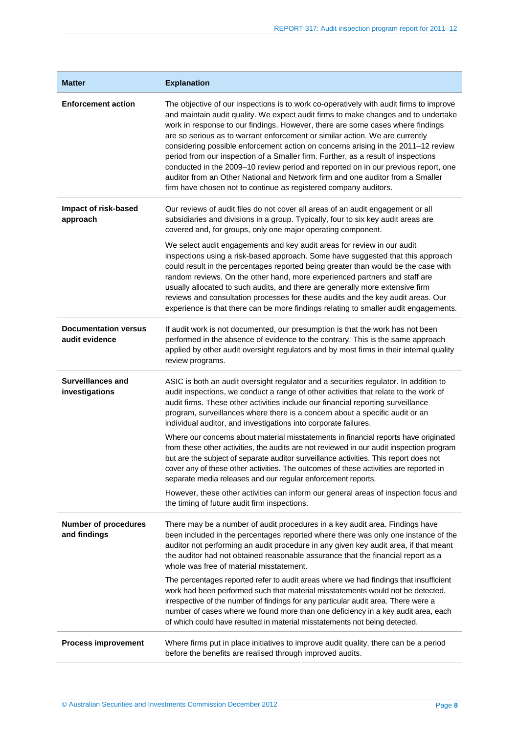| Matter | Explanation |
|---|---|
| **Enforcement action** | The objective of our inspections is to work co-operatively with audit firms to improve and maintain audit quality. We expect audit firms to make changes and to undertake work in response to our findings. However, there are some cases where findings are so serious as to warrant enforcement or similar action. We are currently considering possible enforcement action on concerns arising in the 2011–12 review period from our inspection of a Smaller firm. Further, as a result of inspections conducted in the 2009–10 review period and reported on in our previous report, one auditor from an Other National and Network firm and one auditor from a Smaller firm have chosen not to continue as registered company auditors. |
| **Impact of risk-based approach** | Our reviews of audit files do not cover all areas of an audit engagement or all subsidiaries and divisions in a group. Typically, four to six key audit areas are covered and, for groups, only one major operating component.<br><br>We select audit engagements and key audit areas for review in our audit inspections using a risk-based approach. Some have suggested that this approach could result in the percentages reported being greater than would be the case with random reviews. On the other hand, more experienced partners and staff are usually allocated to such audits, and there are generally more extensive firm reviews and consultation processes for these audits and the key audit areas. Our experience is that there can be more findings relating to smaller audit engagements. |
| **Documentation versus audit evidence** | If audit work is not documented, our presumption is that the work has not been performed in the absence of evidence to the contrary. This is the same approach applied by other audit oversight regulators and by most firms in their internal quality review programs. |
| **Surveillances and investigations** | ASIC is both an audit oversight regulator and a securities regulator. In addition to audit inspections, we conduct a range of other activities that relate to the work of audit firms. These other activities include our financial reporting surveillance program, surveillances where there is a concern about a specific audit or an individual auditor, and investigations into corporate failures.<br><br>Where our concerns about material misstatements in financial reports have originated from these other activities, the audits are not reviewed in our audit inspection program but are the subject of separate auditor surveillance activities. This report does not cover any of these other activities. The outcomes of these activities are reported in separate media releases and our regular enforcement reports.<br><br>However, these other activities can inform our general areas of inspection focus and the timing of future audit firm inspections. |
| **Number of procedures and findings** | There may be a number of audit procedures in a key audit area. Findings have been included in the percentages reported where there was only one instance of the auditor not performing an audit procedure in any given key audit area, if that meant the auditor had not obtained reasonable assurance that the financial report as a whole was free of material misstatement.<br><br>The percentages reported refer to audit areas where we had findings that insufficient work had been performed such that material misstatements would not be detected, irrespective of the number of findings for any particular audit area. There were a number of cases where we found more than one deficiency in a key audit area, each of which could have resulted in material misstatements not being detected. |
| **Process improvement** | Where firms put in place initiatives to improve audit quality, there can be a period before the benefits are realised through improved audits. |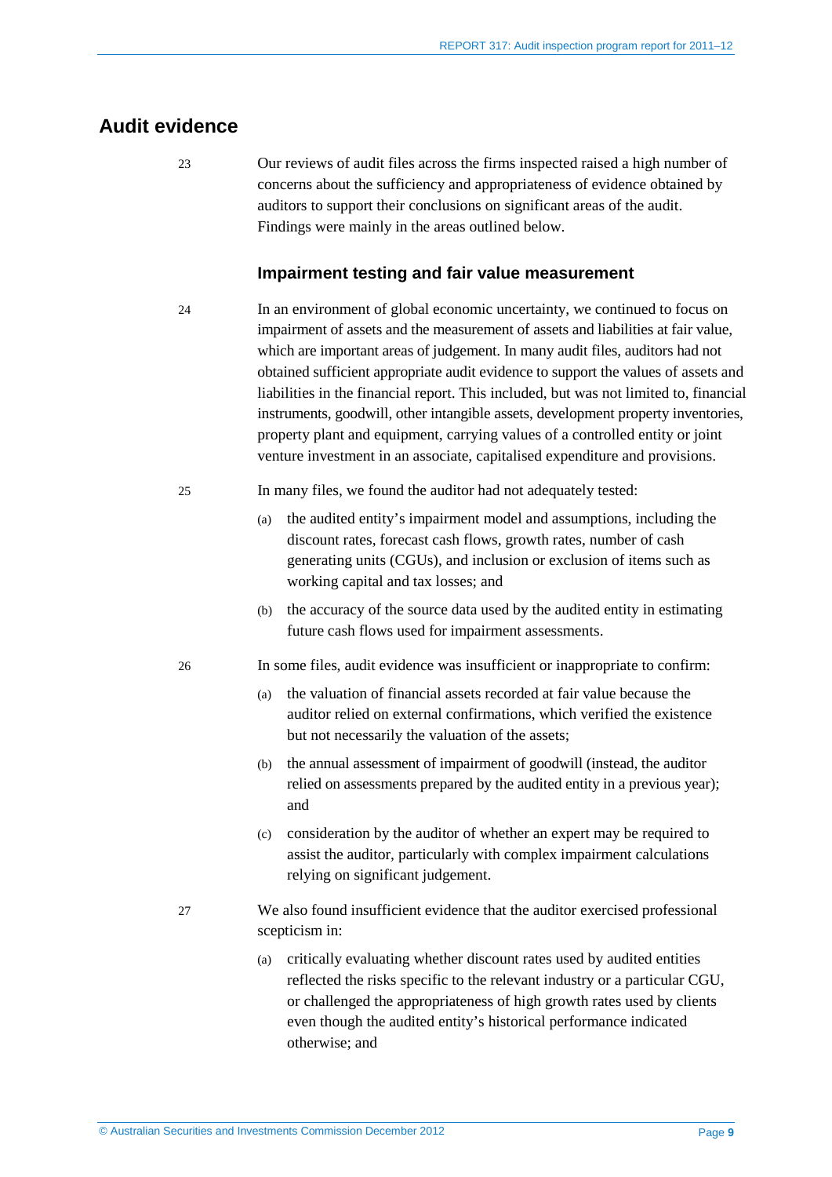## Audit evidence

23 Our reviews of audit files across the firms inspected raised a high number of concerns about the sufficiency and appropriateness of evidence obtained by auditors to support their conclusions on significant areas of the audit. Findings were mainly in the areas outlined below.

### Impairment testing and fair value measurement

24 In an environment of global economic uncertainty, we continued to focus on impairment of assets and the measurement of assets and liabilities at fair value, which are important areas of judgement. In many audit files, auditors had not obtained sufficient appropriate audit evidence to support the values of assets and liabilities in the financial report. This included, but was not limited to, financial instruments, goodwill, other intangible assets, development property inventories, property plant and equipment, carrying values of a controlled entity or joint venture investment in an associate, capitalised expenditure and provisions.

25 In many files, we found the auditor had not adequately tested:

(a) the audited entity's impairment model and assumptions, including the discount rates, forecast cash flows, growth rates, number of cash generating units (CGUs), and inclusion or exclusion of items such as working capital and tax losses; and

(b) the accuracy of the source data used by the audited entity in estimating future cash flows used for impairment assessments.

26 In some files, audit evidence was insufficient or inappropriate to confirm:

(a) the valuation of financial assets recorded at fair value because the auditor relied on external confirmations, which verified the existence but not necessarily the valuation of the assets;

(b) the annual assessment of impairment of goodwill (instead, the auditor relied on assessments prepared by the audited entity in a previous year); and

(c) consideration by the auditor of whether an expert may be required to assist the auditor, particularly with complex impairment calculations relying on significant judgement.

27 We also found insufficient evidence that the auditor exercised professional scepticism in:

(a) critically evaluating whether discount rates used by audited entities reflected the risks specific to the relevant industry or a particular CGU, or challenged the appropriateness of high growth rates used by clients even though the audited entity's historical performance indicated otherwise; and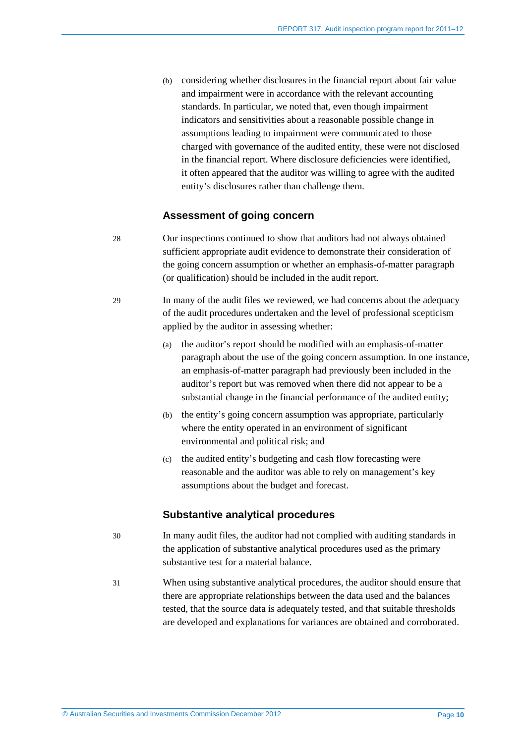(b) considering whether disclosures in the financial report about fair value and impairment were in accordance with the relevant accounting standards. In particular, we noted that, even though impairment indicators and sensitivities about a reasonable possible change in assumptions leading to impairment were communicated to those charged with governance of the audited entity, these were not disclosed in the financial report. Where disclosure deficiencies were identified, it often appeared that the auditor was willing to agree with the audited entity's disclosures rather than challenge them.

### Assessment of going concern

28 Our inspections continued to show that auditors had not always obtained sufficient appropriate audit evidence to demonstrate their consideration of the going concern assumption or whether an emphasis-of-matter paragraph (or qualification) should be included in the audit report.

29 In many of the audit files we reviewed, we had concerns about the adequacy of the audit procedures undertaken and the level of professional scepticism applied by the auditor in assessing whether:

(a) the auditor's report should be modified with an emphasis-of-matter paragraph about the use of the going concern assumption. In one instance, an emphasis-of-matter paragraph had previously been included in the auditor's report but was removed when there did not appear to be a substantial change in the financial performance of the audited entity;

(b) the entity's going concern assumption was appropriate, particularly where the entity operated in an environment of significant environmental and political risk; and

(c) the audited entity's budgeting and cash flow forecasting were reasonable and the auditor was able to rely on management's key assumptions about the budget and forecast.

### Substantive analytical procedures

30 In many audit files, the auditor had not complied with auditing standards in the application of substantive analytical procedures used as the primary substantive test for a material balance.

31 When using substantive analytical procedures, the auditor should ensure that there are appropriate relationships between the data used and the balances tested, that the source data is adequately tested, and that suitable thresholds are developed and explanations for variances are obtained and corroborated.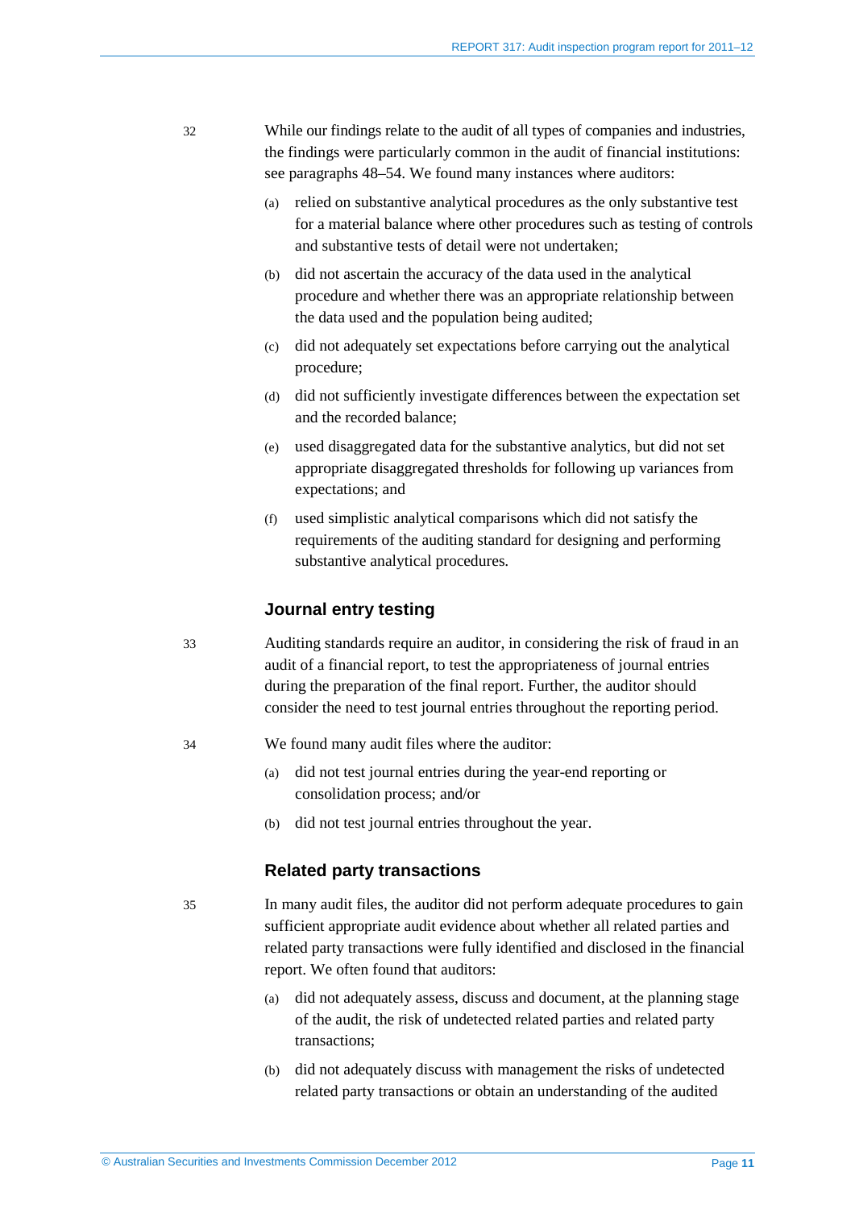32 While our findings relate to the audit of all types of companies and industries, the findings were particularly common in the audit of financial institutions: see paragraphs 48–54. We found many instances where auditors:

(a) relied on substantive analytical procedures as the only substantive test for a material balance where other procedures such as testing of controls and substantive tests of detail were not undertaken;

(b) did not ascertain the accuracy of the data used in the analytical procedure and whether there was an appropriate relationship between the data used and the population being audited;

(c) did not adequately set expectations before carrying out the analytical procedure;

(d) did not sufficiently investigate differences between the expectation set and the recorded balance;

(e) used disaggregated data for the substantive analytics, but did not set appropriate disaggregated thresholds for following up variances from expectations; and

(f) used simplistic analytical comparisons which did not satisfy the requirements of the auditing standard for designing and performing substantive analytical procedures.

### Journal entry testing

33 Auditing standards require an auditor, in considering the risk of fraud in an audit of a financial report, to test the appropriateness of journal entries during the preparation of the final report. Further, the auditor should consider the need to test journal entries throughout the reporting period.

34 We found many audit files where the auditor:

(a) did not test journal entries during the year-end reporting or consolidation process; and/or

(b) did not test journal entries throughout the year.

### Related party transactions

35 In many audit files, the auditor did not perform adequate procedures to gain sufficient appropriate audit evidence about whether all related parties and related party transactions were fully identified and disclosed in the financial report. We often found that auditors:

(a) did not adequately assess, discuss and document, at the planning stage of the audit, the risk of undetected related parties and related party transactions;

(b) did not adequately discuss with management the risks of undetected related party transactions or obtain an understanding of the audited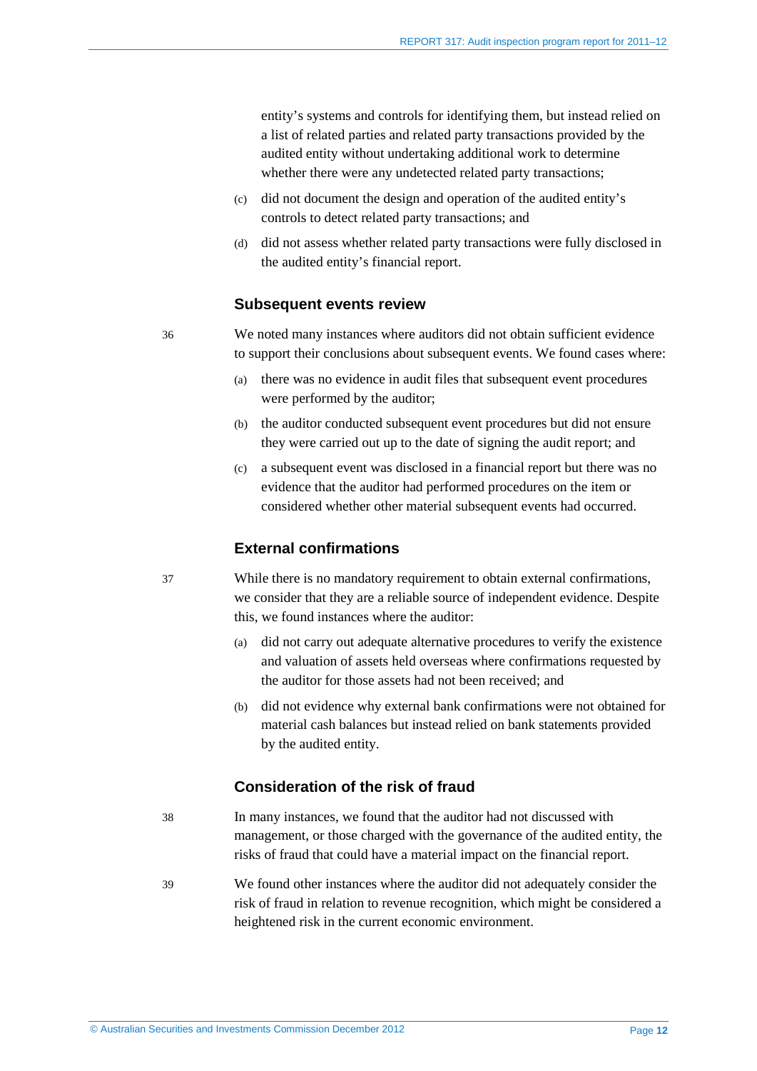entity's systems and controls for identifying them, but instead relied on a list of related parties and related party transactions provided by the audited entity without undertaking additional work to determine whether there were any undetected related party transactions;

(c) did not document the design and operation of the audited entity's controls to detect related party transactions; and

(d) did not assess whether related party transactions were fully disclosed in the audited entity's financial report.

### Subsequent events review

36 We noted many instances where auditors did not obtain sufficient evidence to support their conclusions about subsequent events. We found cases where:

(a) there was no evidence in audit files that subsequent event procedures were performed by the auditor;

(b) the auditor conducted subsequent event procedures but did not ensure they were carried out up to the date of signing the audit report; and

(c) a subsequent event was disclosed in a financial report but there was no evidence that the auditor had performed procedures on the item or considered whether other material subsequent events had occurred.

### External confirmations

37 While there is no mandatory requirement to obtain external confirmations, we consider that they are a reliable source of independent evidence. Despite this, we found instances where the auditor:

(a) did not carry out adequate alternative procedures to verify the existence and valuation of assets held overseas where confirmations requested by the auditor for those assets had not been received; and

(b) did not evidence why external bank confirmations were not obtained for material cash balances but instead relied on bank statements provided by the audited entity.

### Consideration of the risk of fraud

38 In many instances, we found that the auditor had not discussed with management, or those charged with the governance of the audited entity, the risks of fraud that could have a material impact on the financial report.

39 We found other instances where the auditor did not adequately consider the risk of fraud in relation to revenue recognition, which might be considered a heightened risk in the current economic environment.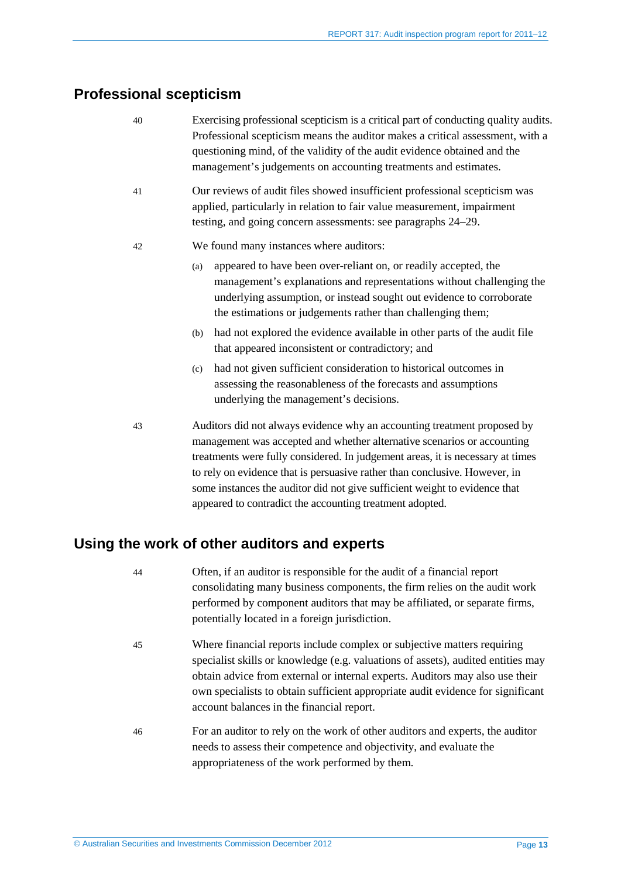## Professional scepticism

40 Exercising professional scepticism is a critical part of conducting quality audits. Professional scepticism means the auditor makes a critical assessment, with a questioning mind, of the validity of the audit evidence obtained and the management's judgements on accounting treatments and estimates.

41 Our reviews of audit files showed insufficient professional scepticism was applied, particularly in relation to fair value measurement, impairment testing, and going concern assessments: see paragraphs 24–29.

42 We found many instances where auditors:

(a) appeared to have been over-reliant on, or readily accepted, the management's explanations and representations without challenging the underlying assumption, or instead sought out evidence to corroborate the estimations or judgements rather than challenging them;

(b) had not explored the evidence available in other parts of the audit file that appeared inconsistent or contradictory; and

(c) had not given sufficient consideration to historical outcomes in assessing the reasonableness of the forecasts and assumptions underlying the management's decisions.

43 Auditors did not always evidence why an accounting treatment proposed by management was accepted and whether alternative scenarios or accounting treatments were fully considered. In judgement areas, it is necessary at times to rely on evidence that is persuasive rather than conclusive. However, in some instances the auditor did not give sufficient weight to evidence that appeared to contradict the accounting treatment adopted.

## Using the work of other auditors and experts

44 Often, if an auditor is responsible for the audit of a financial report consolidating many business components, the firm relies on the audit work performed by component auditors that may be affiliated, or separate firms, potentially located in a foreign jurisdiction.

45 Where financial reports include complex or subjective matters requiring specialist skills or knowledge (e.g. valuations of assets), audited entities may obtain advice from external or internal experts. Auditors may also use their own specialists to obtain sufficient appropriate audit evidence for significant account balances in the financial report.

46 For an auditor to rely on the work of other auditors and experts, the auditor needs to assess their competence and objectivity, and evaluate the appropriateness of the work performed by them.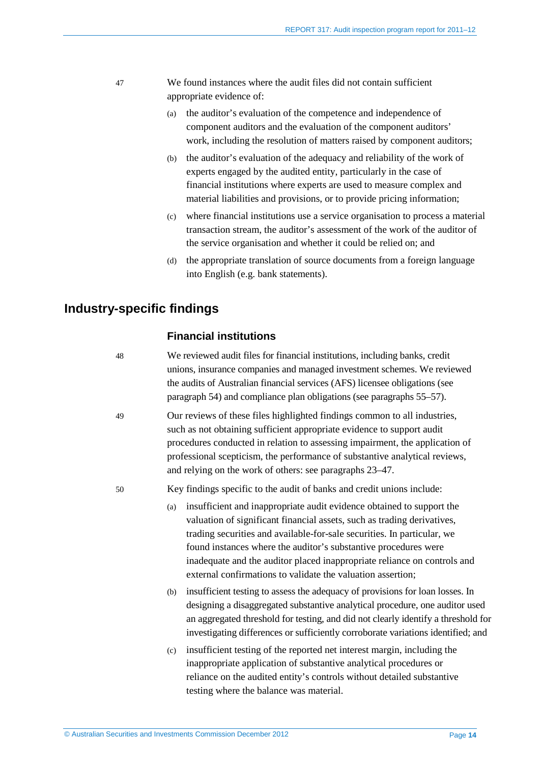47 We found instances where the audit files did not contain sufficient appropriate evidence of:

(a) the auditor's evaluation of the competence and independence of component auditors and the evaluation of the component auditors' work, including the resolution of matters raised by component auditors;

(b) the auditor's evaluation of the adequacy and reliability of the work of experts engaged by the audited entity, particularly in the case of financial institutions where experts are used to measure complex and material liabilities and provisions, or to provide pricing information;

(c) where financial institutions use a service organisation to process a material transaction stream, the auditor's assessment of the work of the auditor of the service organisation and whether it could be relied on; and

(d) the appropriate translation of source documents from a foreign language into English (e.g. bank statements).

## Industry-specific findings

### Financial institutions

48 We reviewed audit files for financial institutions, including banks, credit unions, insurance companies and managed investment schemes. We reviewed the audits of Australian financial services (AFS) licensee obligations (see paragraph 54) and compliance plan obligations (see paragraphs 55–57).

49 Our reviews of these files highlighted findings common to all industries, such as not obtaining sufficient appropriate evidence to support audit procedures conducted in relation to assessing impairment, the application of professional scepticism, the performance of substantive analytical reviews, and relying on the work of others: see paragraphs 23–47.

50 Key findings specific to the audit of banks and credit unions include:

(a) insufficient and inappropriate audit evidence obtained to support the valuation of significant financial assets, such as trading derivatives, trading securities and available-for-sale securities. In particular, we found instances where the auditor's substantive procedures were inadequate and the auditor placed inappropriate reliance on controls and external confirmations to validate the valuation assertion;

(b) insufficient testing to assess the adequacy of provisions for loan losses. In designing a disaggregated substantive analytical procedure, one auditor used an aggregated threshold for testing, and did not clearly identify a threshold for investigating differences or sufficiently corroborate variations identified; and

(c) insufficient testing of the reported net interest margin, including the inappropriate application of substantive analytical procedures or reliance on the audited entity's controls without detailed substantive testing where the balance was material.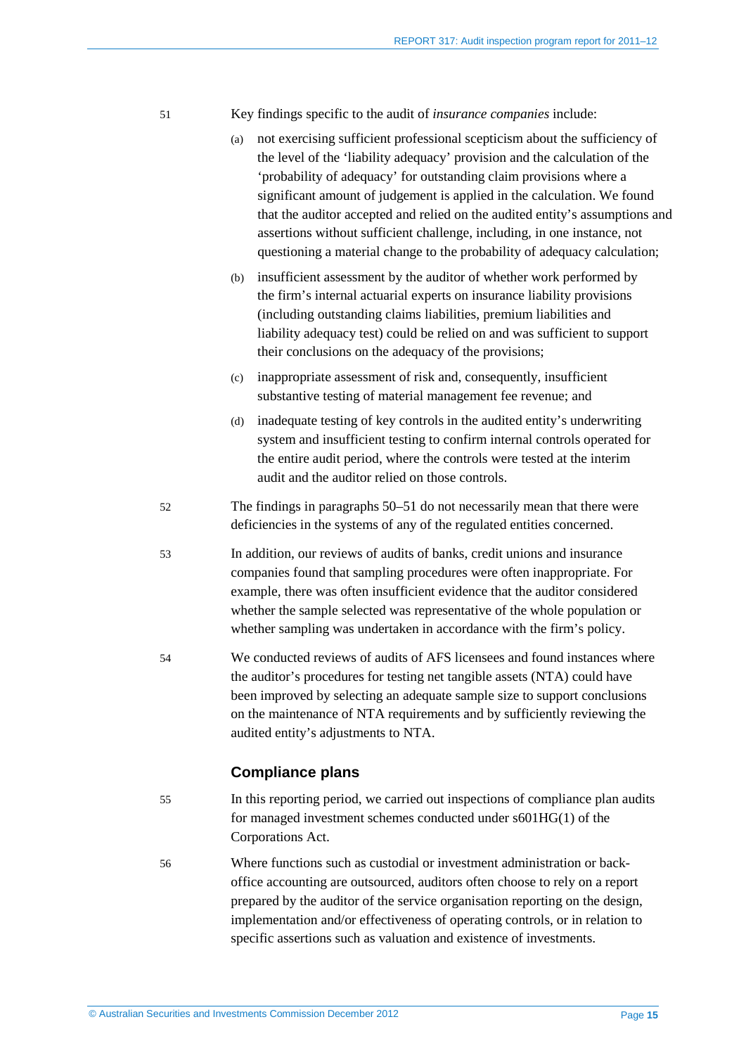51 Key findings specific to the audit of *insurance companies* include:

(a) not exercising sufficient professional scepticism about the sufficiency of the level of the 'liability adequacy' provision and the calculation of the 'probability of adequacy' for outstanding claim provisions where a significant amount of judgement is applied in the calculation. We found that the auditor accepted and relied on the audited entity's assumptions and assertions without sufficient challenge, including, in one instance, not questioning a material change to the probability of adequacy calculation;

(b) insufficient assessment by the auditor of whether work performed by the firm's internal actuarial experts on insurance liability provisions (including outstanding claims liabilities, premium liabilities and liability adequacy test) could be relied on and was sufficient to support their conclusions on the adequacy of the provisions;

(c) inappropriate assessment of risk and, consequently, insufficient substantive testing of material management fee revenue; and

(d) inadequate testing of key controls in the audited entity's underwriting system and insufficient testing to confirm internal controls operated for the entire audit period, where the controls were tested at the interim audit and the auditor relied on those controls.

52 The findings in paragraphs 50–51 do not necessarily mean that there were deficiencies in the systems of any of the regulated entities concerned.

53 In addition, our reviews of audits of banks, credit unions and insurance companies found that sampling procedures were often inappropriate. For example, there was often insufficient evidence that the auditor considered whether the sample selected was representative of the whole population or whether sampling was undertaken in accordance with the firm's policy.

54 We conducted reviews of audits of AFS licensees and found instances where the auditor's procedures for testing net tangible assets (NTA) could have been improved by selecting an adequate sample size to support conclusions on the maintenance of NTA requirements and by sufficiently reviewing the audited entity's adjustments to NTA.

## Compliance plans

55 In this reporting period, we carried out inspections of compliance plan audits for managed investment schemes conducted under s601HG(1) of the Corporations Act.

56 Where functions such as custodial or investment administration or back-office accounting are outsourced, auditors often choose to rely on a report prepared by the auditor of the service organisation reporting on the design, implementation and/or effectiveness of operating controls, or in relation to specific assertions such as valuation and existence of investments.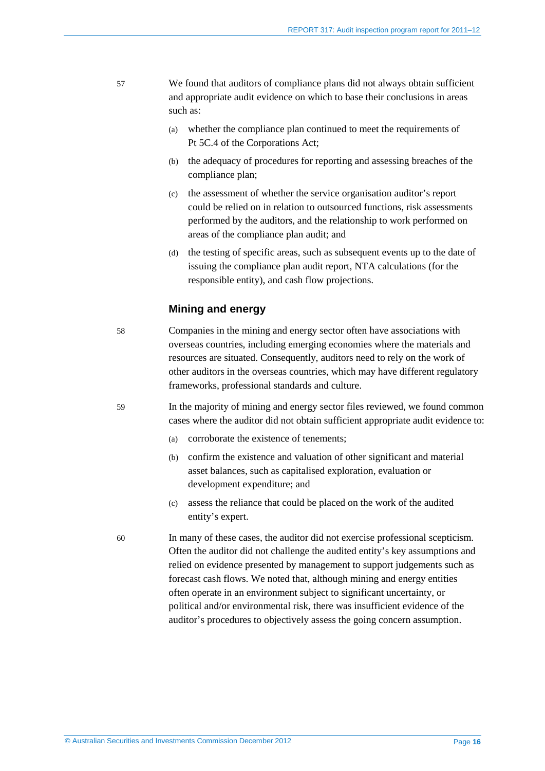57 We found that auditors of compliance plans did not always obtain sufficient and appropriate audit evidence on which to base their conclusions in areas such as:

(a) whether the compliance plan continued to meet the requirements of Pt 5C.4 of the Corporations Act;

(b) the adequacy of procedures for reporting and assessing breaches of the compliance plan;

(c) the assessment of whether the service organisation auditor's report could be relied on in relation to outsourced functions, risk assessments performed by the auditors, and the relationship to work performed on areas of the compliance plan audit; and

(d) the testing of specific areas, such as subsequent events up to the date of issuing the compliance plan audit report, NTA calculations (for the responsible entity), and cash flow projections.

### Mining and energy

58 Companies in the mining and energy sector often have associations with overseas countries, including emerging economies where the materials and resources are situated. Consequently, auditors need to rely on the work of other auditors in the overseas countries, which may have different regulatory frameworks, professional standards and culture.

59 In the majority of mining and energy sector files reviewed, we found common cases where the auditor did not obtain sufficient appropriate audit evidence to:

(a) corroborate the existence of tenements;

(b) confirm the existence and valuation of other significant and material asset balances, such as capitalised exploration, evaluation or development expenditure; and

(c) assess the reliance that could be placed on the work of the audited entity's expert.

60 In many of these cases, the auditor did not exercise professional scepticism. Often the auditor did not challenge the audited entity's key assumptions and relied on evidence presented by management to support judgements such as forecast cash flows. We noted that, although mining and energy entities often operate in an environment subject to significant uncertainty, or political and/or environmental risk, there was insufficient evidence of the auditor's procedures to objectively assess the going concern assumption.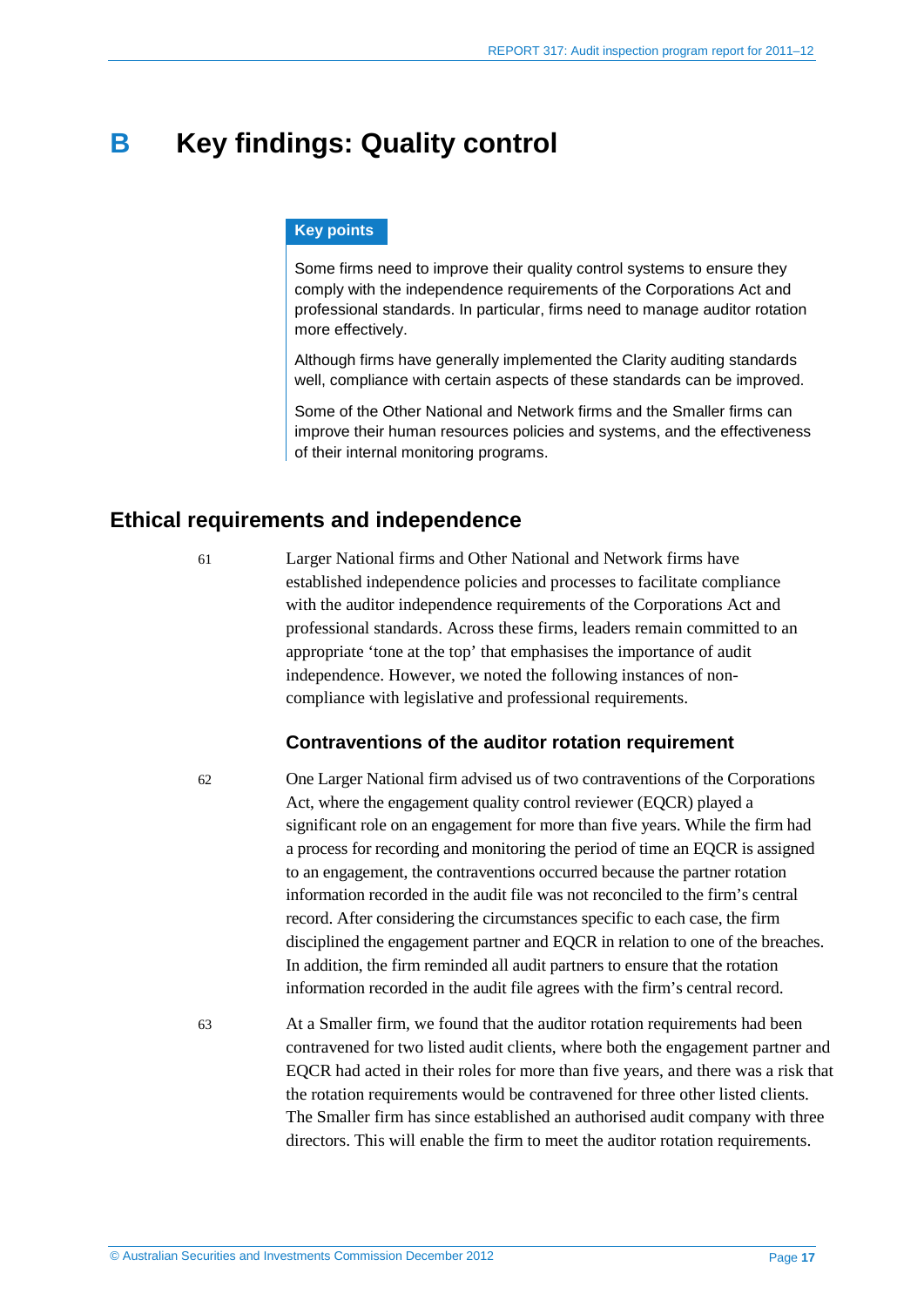# B Key findings: Quality control

**Key points**

Some firms need to improve their quality control systems to ensure they comply with the independence requirements of the Corporations Act and professional standards. In particular, firms need to manage auditor rotation more effectively.

Although firms have generally implemented the Clarity auditing standards well, compliance with certain aspects of these standards can be improved.

Some of the Other National and Network firms and the Smaller firms can improve their human resources policies and systems, and the effectiveness of their internal monitoring programs.

## Ethical requirements and independence

61 Larger National firms and Other National and Network firms have established independence policies and processes to facilitate compliance with the auditor independence requirements of the Corporations Act and professional standards. Across these firms, leaders remain committed to an appropriate 'tone at the top' that emphasises the importance of audit independence. However, we noted the following instances of non-compliance with legislative and professional requirements.

### Contraventions of the auditor rotation requirement

62 One Larger National firm advised us of two contraventions of the Corporations Act, where the engagement quality control reviewer (EQCR) played a significant role on an engagement for more than five years. While the firm had a process for recording and monitoring the period of time an EQCR is assigned to an engagement, the contraventions occurred because the partner rotation information recorded in the audit file was not reconciled to the firm's central record. After considering the circumstances specific to each case, the firm disciplined the engagement partner and EQCR in relation to one of the breaches. In addition, the firm reminded all audit partners to ensure that the rotation information recorded in the audit file agrees with the firm's central record.

63 At a Smaller firm, we found that the auditor rotation requirements had been contravened for two listed audit clients, where both the engagement partner and EQCR had acted in their roles for more than five years, and there was a risk that the rotation requirements would be contravened for three other listed clients. The Smaller firm has since established an authorised audit company with three directors. This will enable the firm to meet the auditor rotation requirements.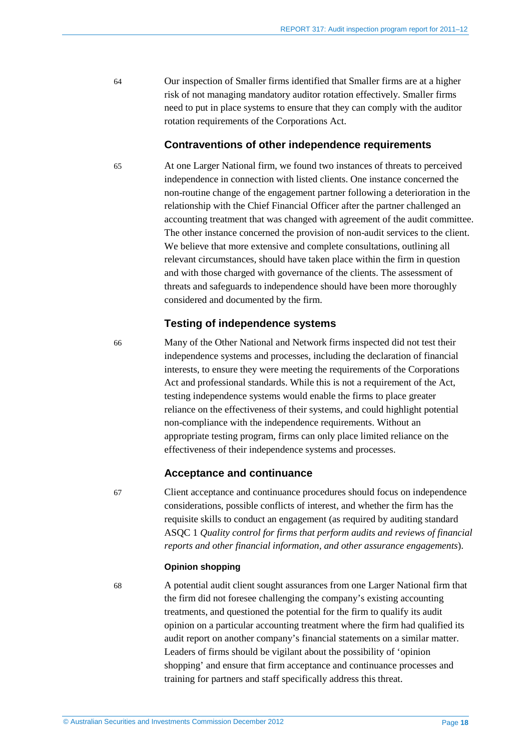64 Our inspection of Smaller firms identified that Smaller firms are at a higher risk of not managing mandatory auditor rotation effectively. Smaller firms need to put in place systems to ensure that they can comply with the auditor rotation requirements of the Corporations Act.

### Contraventions of other independence requirements

65 At one Larger National firm, we found two instances of threats to perceived independence in connection with listed clients. One instance concerned the non-routine change of the engagement partner following a deterioration in the relationship with the Chief Financial Officer after the partner challenged an accounting treatment that was changed with agreement of the audit committee. The other instance concerned the provision of non-audit services to the client. We believe that more extensive and complete consultations, outlining all relevant circumstances, should have taken place within the firm in question and with those charged with governance of the clients. The assessment of threats and safeguards to independence should have been more thoroughly considered and documented by the firm.

### Testing of independence systems

66 Many of the Other National and Network firms inspected did not test their independence systems and processes, including the declaration of financial interests, to ensure they were meeting the requirements of the Corporations Act and professional standards. While this is not a requirement of the Act, testing independence systems would enable the firms to place greater reliance on the effectiveness of their systems, and could highlight potential non-compliance with the independence requirements. Without an appropriate testing program, firms can only place limited reliance on the effectiveness of their independence systems and processes.

### Acceptance and continuance

67 Client acceptance and continuance procedures should focus on independence considerations, possible conflicts of interest, and whether the firm has the requisite skills to conduct an engagement (as required by auditing standard ASQC 1 *Quality control for firms that perform audits and reviews of financial reports and other financial information, and other assurance engagements*).

#### Opinion shopping

68 A potential audit client sought assurances from one Larger National firm that the firm did not foresee challenging the company's existing accounting treatments, and questioned the potential for the firm to qualify its audit opinion on a particular accounting treatment where the firm had qualified its audit report on another company's financial statements on a similar matter. Leaders of firms should be vigilant about the possibility of 'opinion shopping' and ensure that firm acceptance and continuance processes and training for partners and staff specifically address this threat.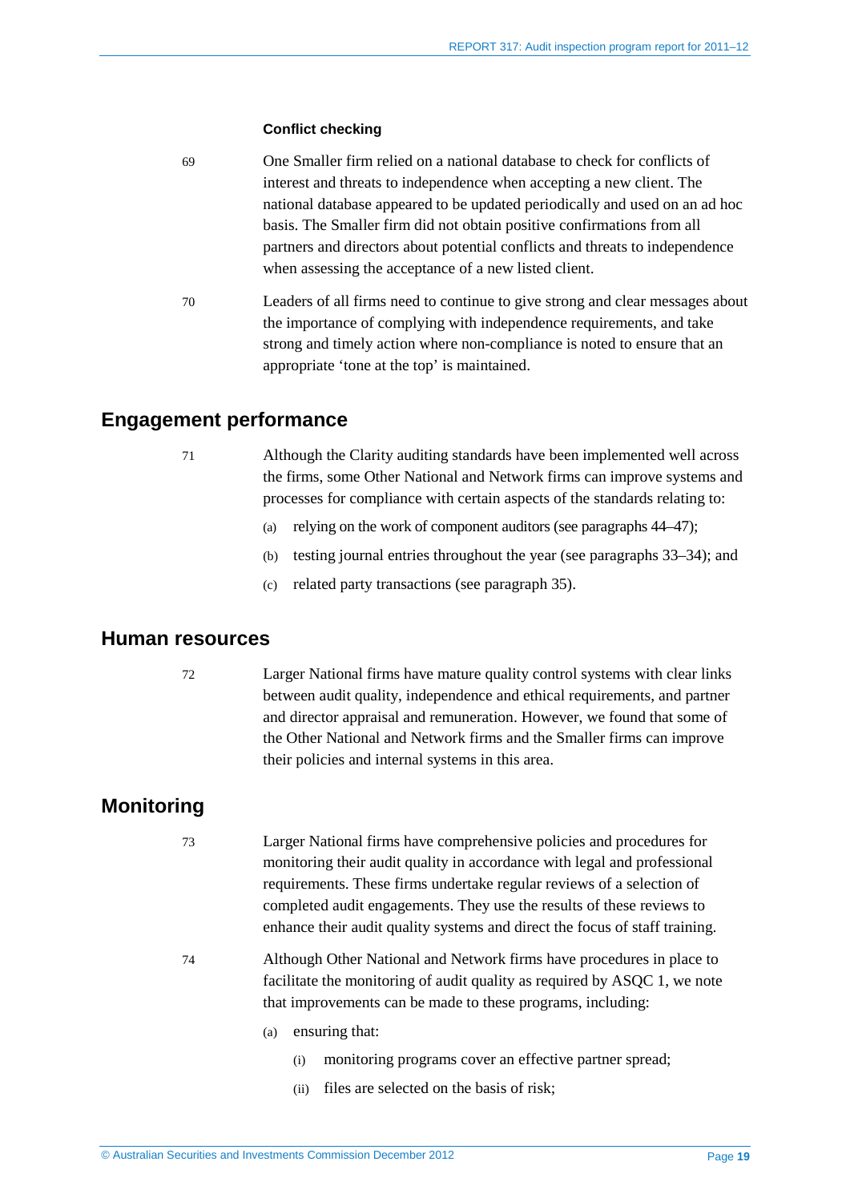#### Conflict checking

69 One Smaller firm relied on a national database to check for conflicts of interest and threats to independence when accepting a new client. The national database appeared to be updated periodically and used on an ad hoc basis. The Smaller firm did not obtain positive confirmations from all partners and directors about potential conflicts and threats to independence when assessing the acceptance of a new listed client.

70 Leaders of all firms need to continue to give strong and clear messages about the importance of complying with independence requirements, and take strong and timely action where non-compliance is noted to ensure that an appropriate 'tone at the top' is maintained.

## Engagement performance

71 Although the Clarity auditing standards have been implemented well across the firms, some Other National and Network firms can improve systems and processes for compliance with certain aspects of the standards relating to:

(a) relying on the work of component auditors (see paragraphs 44–47);

(b) testing journal entries throughout the year (see paragraphs 33–34); and

(c) related party transactions (see paragraph 35).

## Human resources

72 Larger National firms have mature quality control systems with clear links between audit quality, independence and ethical requirements, and partner and director appraisal and remuneration. However, we found that some of the Other National and Network firms and the Smaller firms can improve their policies and internal systems in this area.

## Monitoring

73 Larger National firms have comprehensive policies and procedures for monitoring their audit quality in accordance with legal and professional requirements. These firms undertake regular reviews of a selection of completed audit engagements. They use the results of these reviews to enhance their audit quality systems and direct the focus of staff training.

74 Although Other National and Network firms have procedures in place to facilitate the monitoring of audit quality as required by ASQC 1, we note that improvements can be made to these programs, including:

(a) ensuring that:

  (i) monitoring programs cover an effective partner spread;

  (ii) files are selected on the basis of risk;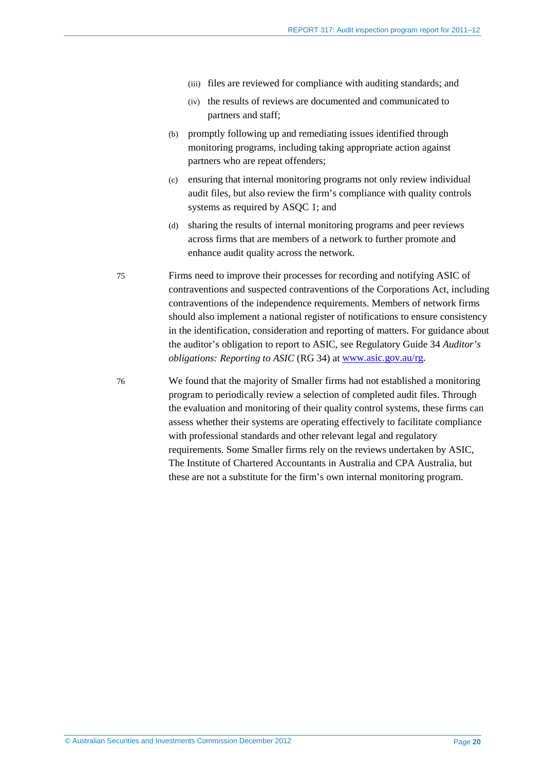(iii) files are reviewed for compliance with auditing standards; and

(iv) the results of reviews are documented and communicated to partners and staff;

(b) promptly following up and remediating issues identified through monitoring programs, including taking appropriate action against partners who are repeat offenders;

(c) ensuring that internal monitoring programs not only review individual audit files, but also review the firm's compliance with quality controls systems as required by ASQC 1; and

(d) sharing the results of internal monitoring programs and peer reviews across firms that are members of a network to further promote and enhance audit quality across the network.

75 Firms need to improve their processes for recording and notifying ASIC of contraventions and suspected contraventions of the Corporations Act, including contraventions of the independence requirements. Members of network firms should also implement a national register of notifications to ensure consistency in the identification, consideration and reporting of matters. For guidance about the auditor's obligation to report to ASIC, see Regulatory Guide 34 *Auditor's obligations: Reporting to ASIC* (RG 34) at www.asic.gov.au/rg.

76 We found that the majority of Smaller firms had not established a monitoring program to periodically review a selection of completed audit files. Through the evaluation and monitoring of their quality control systems, these firms can assess whether their systems are operating effectively to facilitate compliance with professional standards and other relevant legal and regulatory requirements. Some Smaller firms rely on the reviews undertaken by ASIC, The Institute of Chartered Accountants in Australia and CPA Australia, but these are not a substitute for the firm's own internal monitoring program.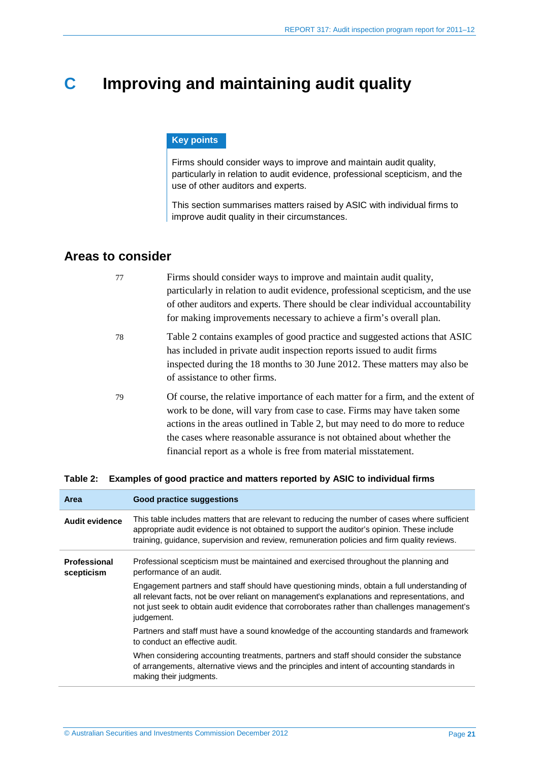# C Improving and maintaining audit quality

> **Key points**
>
> Firms should consider ways to improve and maintain audit quality, particularly in relation to audit evidence, professional scepticism, and the use of other auditors and experts.
>
> This section summarises matters raised by ASIC with individual firms to improve audit quality in their circumstances.

## Areas to consider

77 Firms should consider ways to improve and maintain audit quality, particularly in relation to audit evidence, professional scepticism, and the use of other auditors and experts. There should be clear individual accountability for making improvements necessary to achieve a firm's overall plan.

78 Table 2 contains examples of good practice and suggested actions that ASIC has included in private audit inspection reports issued to audit firms inspected during the 18 months to 30 June 2012. These matters may also be of assistance to other firms.

79 Of course, the relative importance of each matter for a firm, and the extent of work to be done, will vary from case to case. Firms may have taken some actions in the areas outlined in Table 2, but may need to do more to reduce the cases where reasonable assurance is not obtained about whether the financial report as a whole is free from material misstatement.

**Table 2: Examples of good practice and matters reported by ASIC to individual firms**

| Area | Good practice suggestions |
|---|---|
| **Audit evidence** | This table includes matters that are relevant to reducing the number of cases where sufficient appropriate audit evidence is not obtained to support the auditor's opinion. These include training, guidance, supervision and review, remuneration policies and firm quality reviews. |
| **Professional scepticism** | Professional scepticism must be maintained and exercised throughout the planning and performance of an audit.<br><br>Engagement partners and staff should have questioning minds, obtain a full understanding of all relevant facts, not be over reliant on management's explanations and representations, and not just seek to obtain audit evidence that corroborates rather than challenges management's judgement.<br><br>Partners and staff must have a sound knowledge of the accounting standards and framework to conduct an effective audit.<br><br>When considering accounting treatments, partners and staff should consider the substance of arrangements, alternative views and the principles and intent of accounting standards in making their judgments. |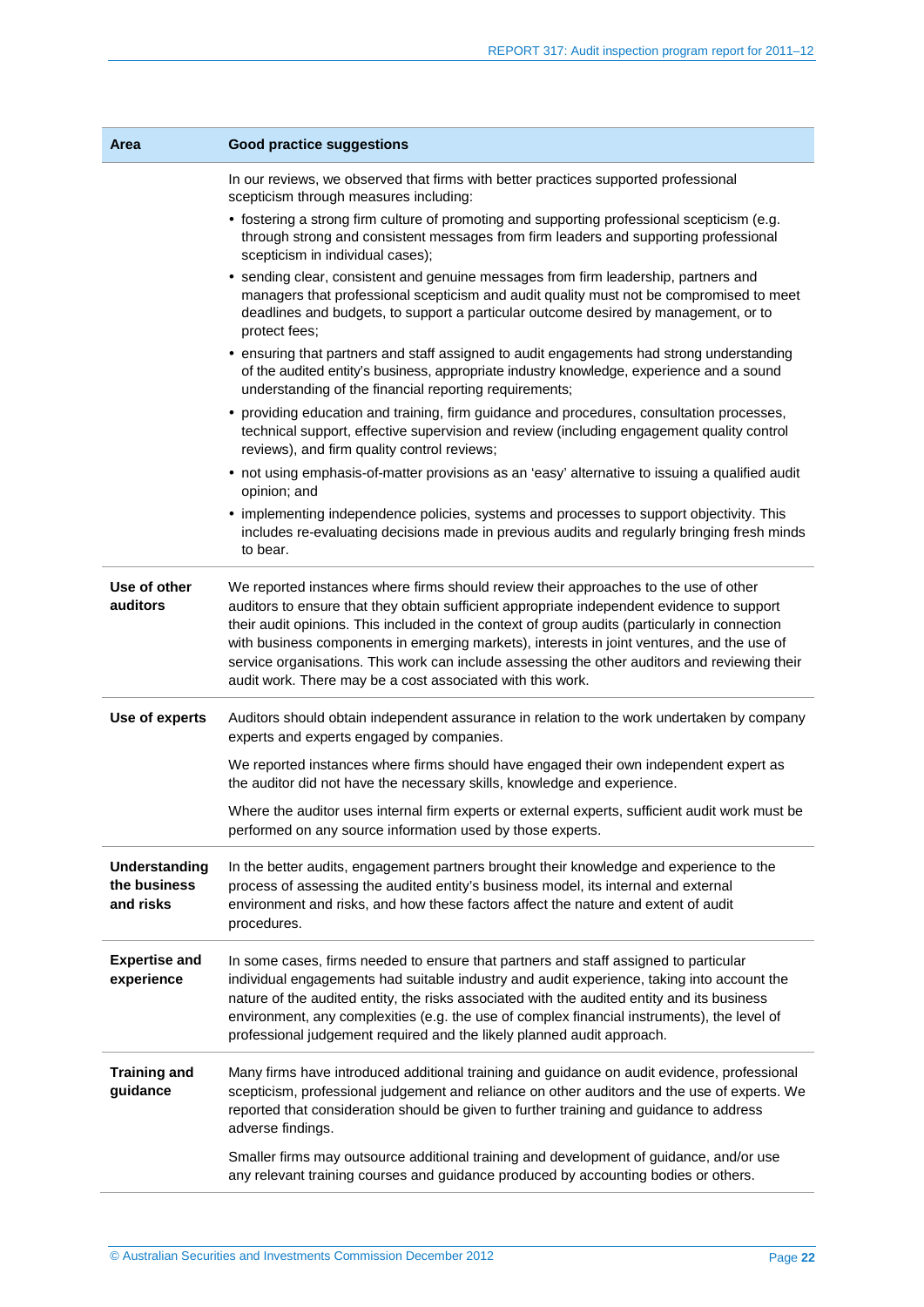| Area | Good practice suggestions |
| --- | --- |
| | In our reviews, we observed that firms with better practices supported professional scepticism through measures including:<br>• fostering a strong firm culture of promoting and supporting professional scepticism (e.g. through strong and consistent messages from firm leaders and supporting professional scepticism in individual cases);<br>• sending clear, consistent and genuine messages from firm leadership, partners and managers that professional scepticism and audit quality must not be compromised to meet deadlines and budgets, to support a particular outcome desired by management, or to protect fees;<br>• ensuring that partners and staff assigned to audit engagements had strong understanding of the audited entity's business, appropriate industry knowledge, experience and a sound understanding of the financial reporting requirements;<br>• providing education and training, firm guidance and procedures, consultation processes, technical support, effective supervision and review (including engagement quality control reviews), and firm quality control reviews;<br>• not using emphasis-of-matter provisions as an 'easy' alternative to issuing a qualified audit opinion; and<br>• implementing independence policies, systems and processes to support objectivity. This includes re-evaluating decisions made in previous audits and regularly bringing fresh minds to bear. |
| **Use of other auditors** | We reported instances where firms should review their approaches to the use of other auditors to ensure that they obtain sufficient appropriate independent evidence to support their audit opinions. This included in the context of group audits (particularly in connection with business components in emerging markets), interests in joint ventures, and the use of service organisations. This work can include assessing the other auditors and reviewing their audit work. There may be a cost associated with this work. |
| **Use of experts** | Auditors should obtain independent assurance in relation to the work undertaken by company experts and experts engaged by companies.<br><br>We reported instances where firms should have engaged their own independent expert as the auditor did not have the necessary skills, knowledge and experience.<br><br>Where the auditor uses internal firm experts or external experts, sufficient audit work must be performed on any source information used by those experts. |
| **Understanding the business and risks** | In the better audits, engagement partners brought their knowledge and experience to the process of assessing the audited entity's business model, its internal and external environment and risks, and how these factors affect the nature and extent of audit procedures. |
| **Expertise and experience** | In some cases, firms needed to ensure that partners and staff assigned to particular individual engagements had suitable industry and audit experience, taking into account the nature of the audited entity, the risks associated with the audited entity and its business environment, any complexities (e.g. the use of complex financial instruments), the level of professional judgement required and the likely planned audit approach. |
| **Training and guidance** | Many firms have introduced additional training and guidance on audit evidence, professional scepticism, professional judgement and reliance on other auditors and the use of experts. We reported that consideration should be given to further training and guidance to address adverse findings.<br><br>Smaller firms may outsource additional training and development of guidance, and/or use any relevant training courses and guidance produced by accounting bodies or others. |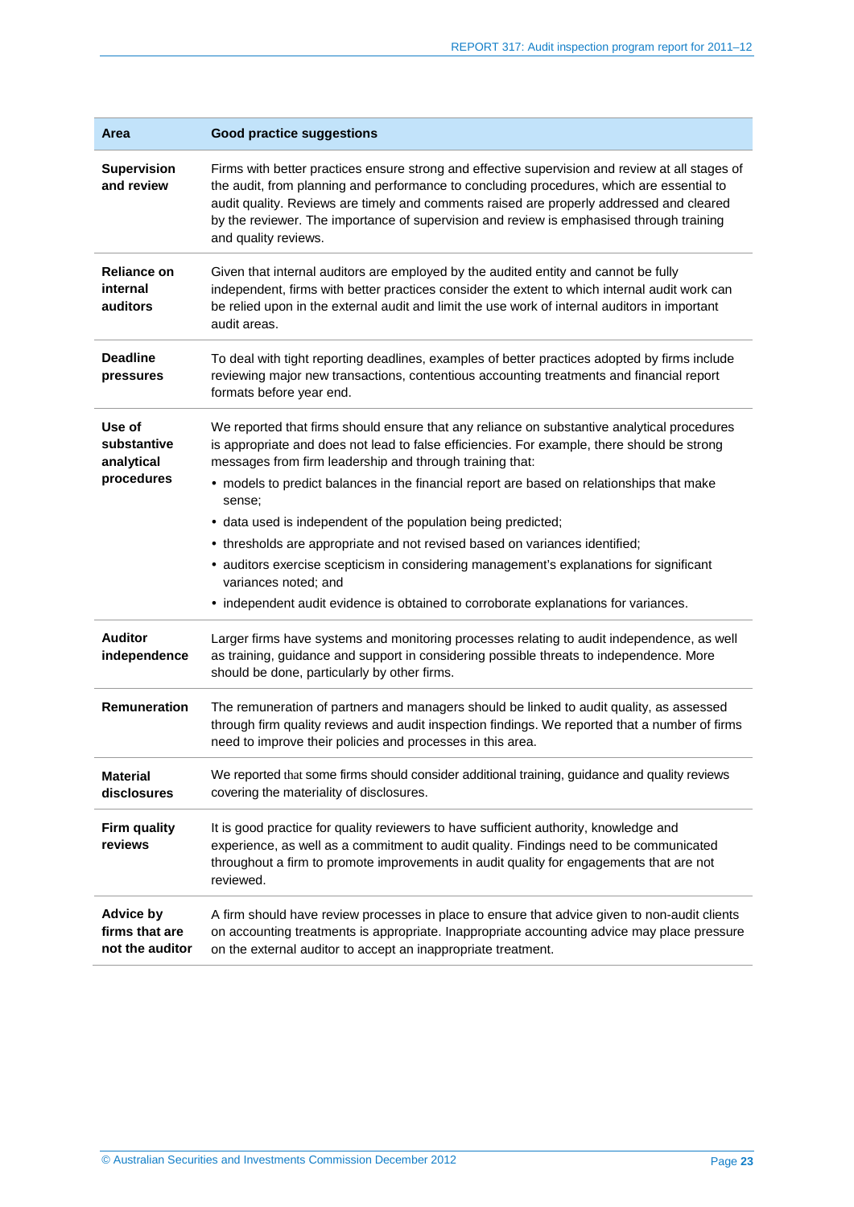| Area | Good practice suggestions |
| --- | --- |
| **Supervision and review** | Firms with better practices ensure strong and effective supervision and review at all stages of the audit, from planning and performance to concluding procedures, which are essential to audit quality. Reviews are timely and comments raised are properly addressed and cleared by the reviewer. The importance of supervision and review is emphasised through training and quality reviews. |
| **Reliance on internal auditors** | Given that internal auditors are employed by the audited entity and cannot be fully independent, firms with better practices consider the extent to which internal audit work can be relied upon in the external audit and limit the use work of internal auditors in important audit areas. |
| **Deadline pressures** | To deal with tight reporting deadlines, examples of better practices adopted by firms include reviewing major new transactions, contentious accounting treatments and financial report formats before year end. |
| **Use of substantive analytical procedures** | We reported that firms should ensure that any reliance on substantive analytical procedures is appropriate and does not lead to false efficiencies. For example, there should be strong messages from firm leadership and through training that:<br>• models to predict balances in the financial report are based on relationships that make sense;<br>• data used is independent of the population being predicted;<br>• thresholds are appropriate and not revised based on variances identified;<br>• auditors exercise scepticism in considering management's explanations for significant variances noted; and<br>• independent audit evidence is obtained to corroborate explanations for variances. |
| **Auditor independence** | Larger firms have systems and monitoring processes relating to audit independence, as well as training, guidance and support in considering possible threats to independence. More should be done, particularly by other firms. |
| **Remuneration** | The remuneration of partners and managers should be linked to audit quality, as assessed through firm quality reviews and audit inspection findings. We reported that a number of firms need to improve their policies and processes in this area. |
| **Material disclosures** | We reported that some firms should consider additional training, guidance and quality reviews covering the materiality of disclosures. |
| **Firm quality reviews** | It is good practice for quality reviewers to have sufficient authority, knowledge and experience, as well as a commitment to audit quality. Findings need to be communicated throughout a firm to promote improvements in audit quality for engagements that are not reviewed. |
| **Advice by firms that are not the auditor** | A firm should have review processes in place to ensure that advice given to non-audit clients on accounting treatments is appropriate. Inappropriate accounting advice may place pressure on the external auditor to accept an inappropriate treatment. |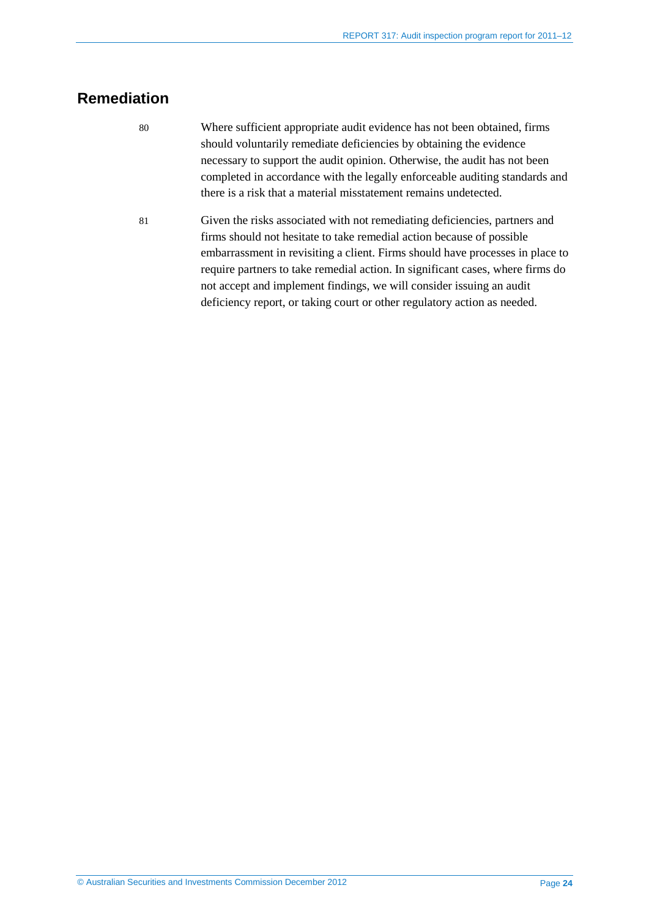## Remediation

80 Where sufficient appropriate audit evidence has not been obtained, firms should voluntarily remediate deficiencies by obtaining the evidence necessary to support the audit opinion. Otherwise, the audit has not been completed in accordance with the legally enforceable auditing standards and there is a risk that a material misstatement remains undetected.

81 Given the risks associated with not remediating deficiencies, partners and firms should not hesitate to take remedial action because of possible embarrassment in revisiting a client. Firms should have processes in place to require partners to take remedial action. In significant cases, where firms do not accept and implement findings, we will consider issuing an audit deficiency report, or taking court or other regulatory action as needed.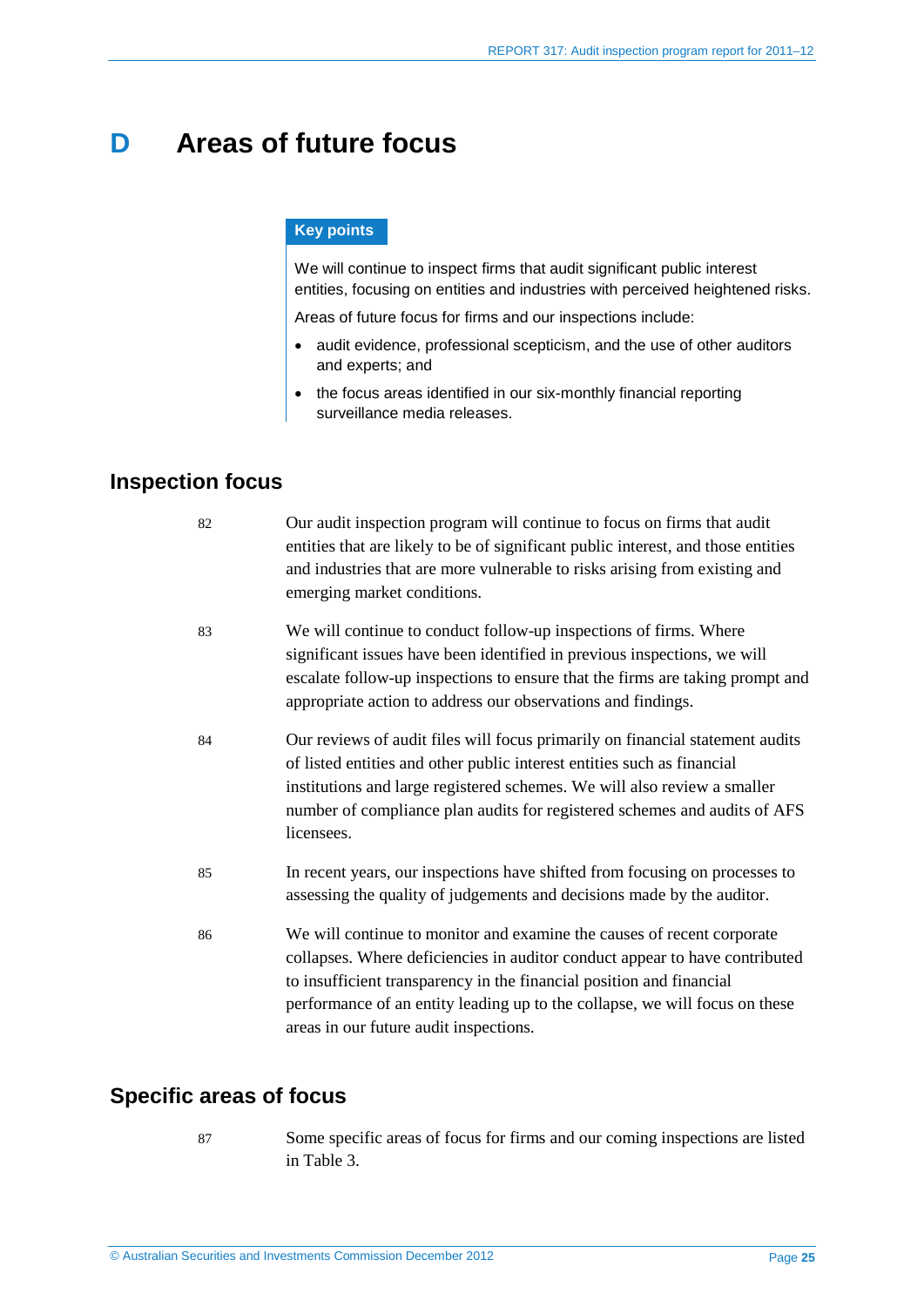# D Areas of future focus

**Key points**

We will continue to inspect firms that audit significant public interest entities, focusing on entities and industries with perceived heightened risks.

Areas of future focus for firms and our inspections include:

- audit evidence, professional scepticism, and the use of other auditors and experts; and
- the focus areas identified in our six-monthly financial reporting surveillance media releases.

## Inspection focus

82 Our audit inspection program will continue to focus on firms that audit entities that are likely to be of significant public interest, and those entities and industries that are more vulnerable to risks arising from existing and emerging market conditions.

83 We will continue to conduct follow-up inspections of firms. Where significant issues have been identified in previous inspections, we will escalate follow-up inspections to ensure that the firms are taking prompt and appropriate action to address our observations and findings.

84 Our reviews of audit files will focus primarily on financial statement audits of listed entities and other public interest entities such as financial institutions and large registered schemes. We will also review a smaller number of compliance plan audits for registered schemes and audits of AFS licensees.

85 In recent years, our inspections have shifted from focusing on processes to assessing the quality of judgements and decisions made by the auditor.

86 We will continue to monitor and examine the causes of recent corporate collapses. Where deficiencies in auditor conduct appear to have contributed to insufficient transparency in the financial position and financial performance of an entity leading up to the collapse, we will focus on these areas in our future audit inspections.

## Specific areas of focus

87 Some specific areas of focus for firms and our coming inspections are listed in Table 3.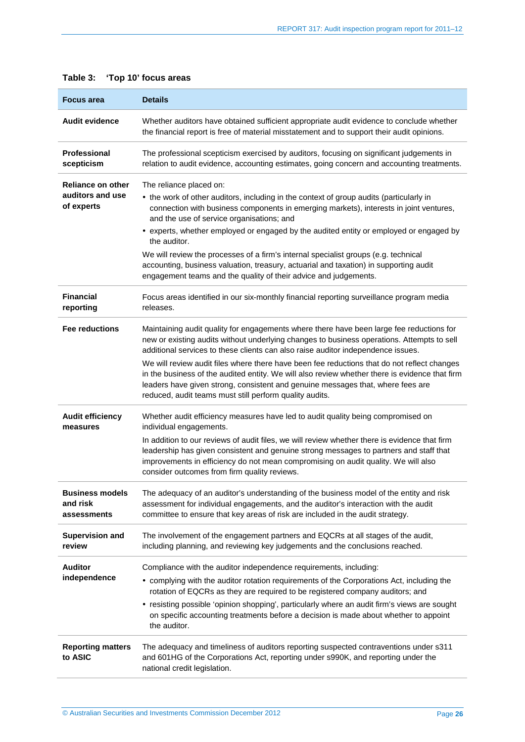**Table 3: 'Top 10' focus areas**

| Focus area | Details |
|---|---|
| **Audit evidence** | Whether auditors have obtained sufficient appropriate audit evidence to conclude whether the financial report is free of material misstatement and to support their audit opinions. |
| **Professional scepticism** | The professional scepticism exercised by auditors, focusing on significant judgements in relation to audit evidence, accounting estimates, going concern and accounting treatments. |
| **Reliance on other auditors and use of experts** | The reliance placed on: <br>• the work of other auditors, including in the context of group audits (particularly in connection with business components in emerging markets), interests in joint ventures, and the use of service organisations; and <br>• experts, whether employed or engaged by the audited entity or employed or engaged by the auditor. <br>We will review the processes of a firm's internal specialist groups (e.g. technical accounting, business valuation, treasury, actuarial and taxation) in supporting audit engagement teams and the quality of their advice and judgements. |
| **Financial reporting** | Focus areas identified in our six-monthly financial reporting surveillance program media releases. |
| **Fee reductions** | Maintaining audit quality for engagements where there have been large fee reductions for new or existing audits without underlying changes to business operations. Attempts to sell additional services to these clients can also raise auditor independence issues. <br>We will review audit files where there have been fee reductions that do not reflect changes in the business of the audited entity. We will also review whether there is evidence that firm leaders have given strong, consistent and genuine messages that, where fees are reduced, audit teams must still perform quality audits. |
| **Audit efficiency measures** | Whether audit efficiency measures have led to audit quality being compromised on individual engagements. <br>In addition to our reviews of audit files, we will review whether there is evidence that firm leadership has given consistent and genuine strong messages to partners and staff that improvements in efficiency do not mean compromising on audit quality. We will also consider outcomes from firm quality reviews. |
| **Business models and risk assessments** | The adequacy of an auditor's understanding of the business model of the entity and risk assessment for individual engagements, and the auditor's interaction with the audit committee to ensure that key areas of risk are included in the audit strategy. |
| **Supervision and review** | The involvement of the engagement partners and EQCRs at all stages of the audit, including planning, and reviewing key judgements and the conclusions reached. |
| **Auditor independence** | Compliance with the auditor independence requirements, including: <br>• complying with the auditor rotation requirements of the Corporations Act, including the rotation of EQCRs as they are required to be registered company auditors; and <br>• resisting possible 'opinion shopping', particularly where an audit firm's views are sought on specific accounting treatments before a decision is made about whether to appoint the auditor. |
| **Reporting matters to ASIC** | The adequacy and timeliness of auditors reporting suspected contraventions under s311 and 601HG of the Corporations Act, reporting under s990K, and reporting under the national credit legislation. |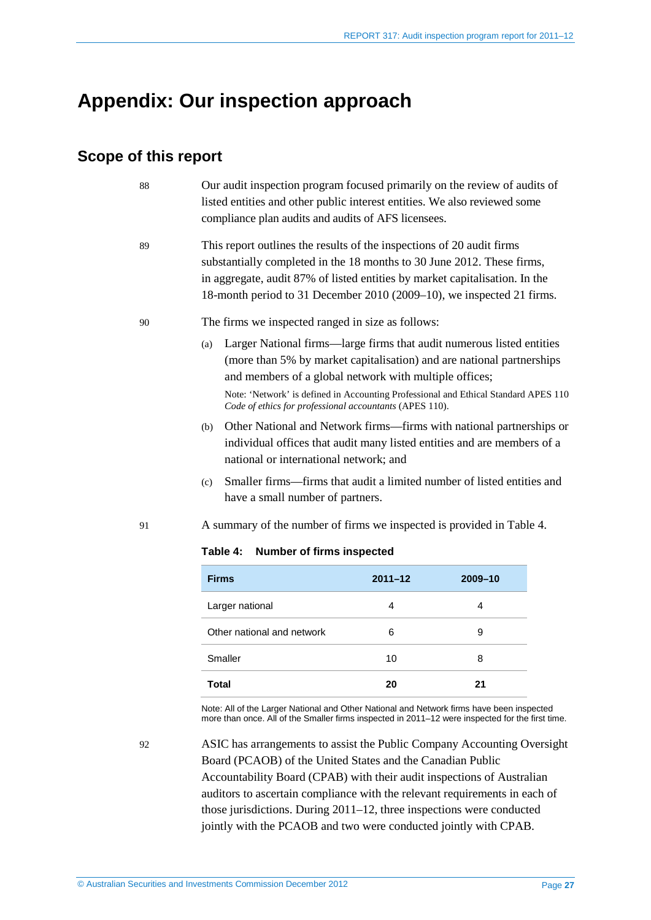# Appendix: Our inspection approach

## Scope of this report

88 Our audit inspection program focused primarily on the review of audits of listed entities and other public interest entities. We also reviewed some compliance plan audits and audits of AFS licensees.

89 This report outlines the results of the inspections of 20 audit firms substantially completed in the 18 months to 30 June 2012. These firms, in aggregate, audit 87% of listed entities by market capitalisation. In the 18-month period to 31 December 2010 (2009–10), we inspected 21 firms.

90 The firms we inspected ranged in size as follows:

(a) Larger National firms—large firms that audit numerous listed entities (more than 5% by market capitalisation) and are national partnerships and members of a global network with multiple offices;

Note: 'Network' is defined in Accounting Professional and Ethical Standard APES 110 *Code of ethics for professional accountants* (APES 110).

(b) Other National and Network firms—firms with national partnerships or individual offices that audit many listed entities and are members of a national or international network; and

(c) Smaller firms—firms that audit a limited number of listed entities and have a small number of partners.

91 A summary of the number of firms we inspected is provided in Table 4.

**Table 4: Number of firms inspected**

| Firms | 2011–12 | 2009–10 |
|---|---|---|
| Larger national | 4 | 4 |
| Other national and network | 6 | 9 |
| Smaller | 10 | 8 |
| **Total** | **20** | **21** |

Note: All of the Larger National and Other National and Network firms have been inspected more than once. All of the Smaller firms inspected in 2011–12 were inspected for the first time.

92 ASIC has arrangements to assist the Public Company Accounting Oversight Board (PCAOB) of the United States and the Canadian Public Accountability Board (CPAB) with their audit inspections of Australian auditors to ascertain compliance with the relevant requirements in each of those jurisdictions. During 2011–12, three inspections were conducted jointly with the PCAOB and two were conducted jointly with CPAB.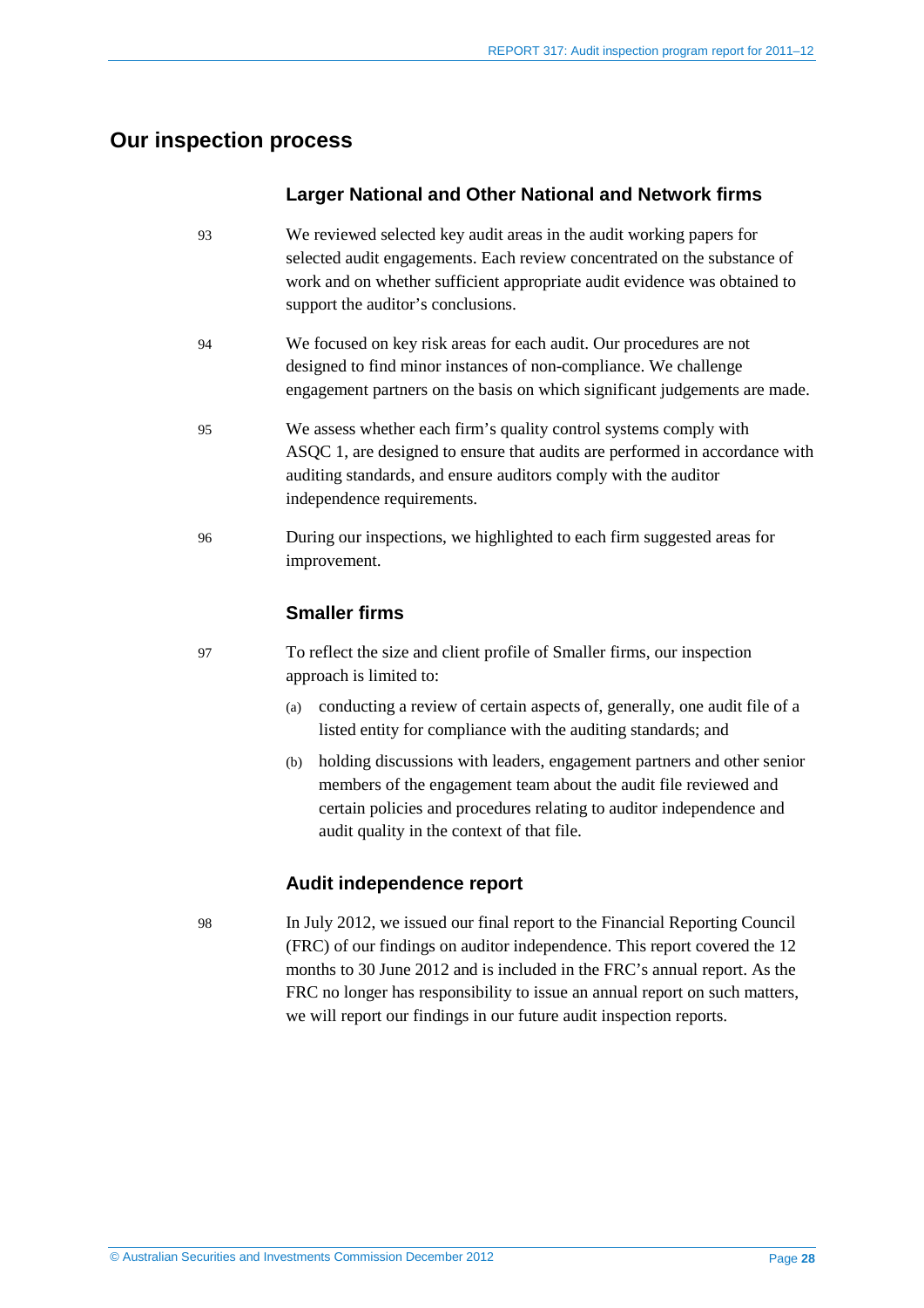## Our inspection process

### Larger National and Other National and Network firms

93 We reviewed selected key audit areas in the audit working papers for selected audit engagements. Each review concentrated on the substance of work and on whether sufficient appropriate audit evidence was obtained to support the auditor's conclusions.

94 We focused on key risk areas for each audit. Our procedures are not designed to find minor instances of non-compliance. We challenge engagement partners on the basis on which significant judgements are made.

95 We assess whether each firm's quality control systems comply with ASQC 1, are designed to ensure that audits are performed in accordance with auditing standards, and ensure auditors comply with the auditor independence requirements.

96 During our inspections, we highlighted to each firm suggested areas for improvement.

### Smaller firms

97 To reflect the size and client profile of Smaller firms, our inspection approach is limited to:

(a) conducting a review of certain aspects of, generally, one audit file of a listed entity for compliance with the auditing standards; and

(b) holding discussions with leaders, engagement partners and other senior members of the engagement team about the audit file reviewed and certain policies and procedures relating to auditor independence and audit quality in the context of that file.

### Audit independence report

98 In July 2012, we issued our final report to the Financial Reporting Council (FRC) of our findings on auditor independence. This report covered the 12 months to 30 June 2012 and is included in the FRC's annual report. As the FRC no longer has responsibility to issue an annual report on such matters, we will report our findings in our future audit inspection reports.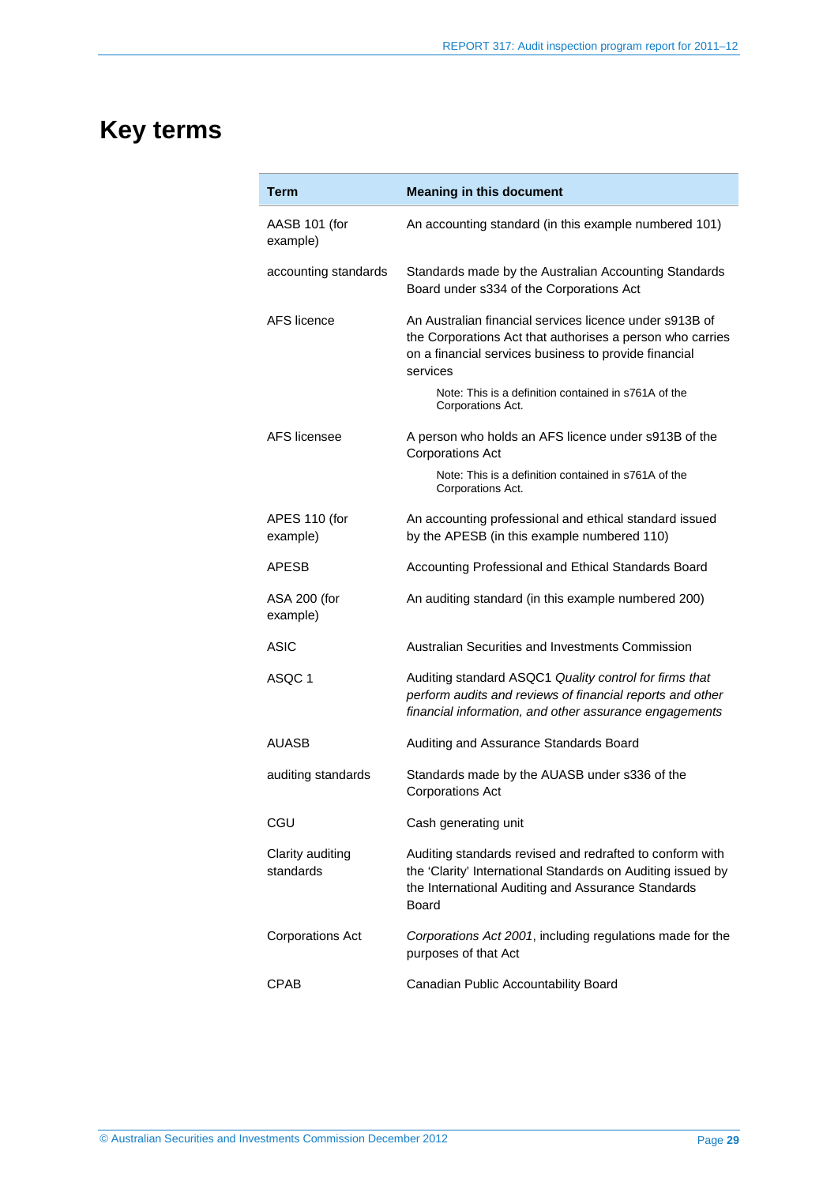# Key terms

| Term | Meaning in this document |
|---|---|
| AASB 101 (for example) | An accounting standard (in this example numbered 101) |
| accounting standards | Standards made by the Australian Accounting Standards Board under s334 of the Corporations Act |
| AFS licence | An Australian financial services licence under s913B of the Corporations Act that authorises a person who carries on a financial services business to provide financial services<br><br>Note: This is a definition contained in s761A of the Corporations Act. |
| AFS licensee | A person who holds an AFS licence under s913B of the Corporations Act<br><br>Note: This is a definition contained in s761A of the Corporations Act. |
| APES 110 (for example) | An accounting professional and ethical standard issued by the APESB (in this example numbered 110) |
| APESB | Accounting Professional and Ethical Standards Board |
| ASA 200 (for example) | An auditing standard (in this example numbered 200) |
| ASIC | Australian Securities and Investments Commission |
| ASQC 1 | Auditing standard ASQC1 *Quality control for firms that perform audits and reviews of financial reports and other financial information, and other assurance engagements* |
| AUASB | Auditing and Assurance Standards Board |
| auditing standards | Standards made by the AUASB under s336 of the Corporations Act |
| CGU | Cash generating unit |
| Clarity auditing standards | Auditing standards revised and redrafted to conform with the 'Clarity' International Standards on Auditing issued by the International Auditing and Assurance Standards Board |
| Corporations Act | *Corporations Act 2001*, including regulations made for the purposes of that Act |
| CPAB | Canadian Public Accountability Board |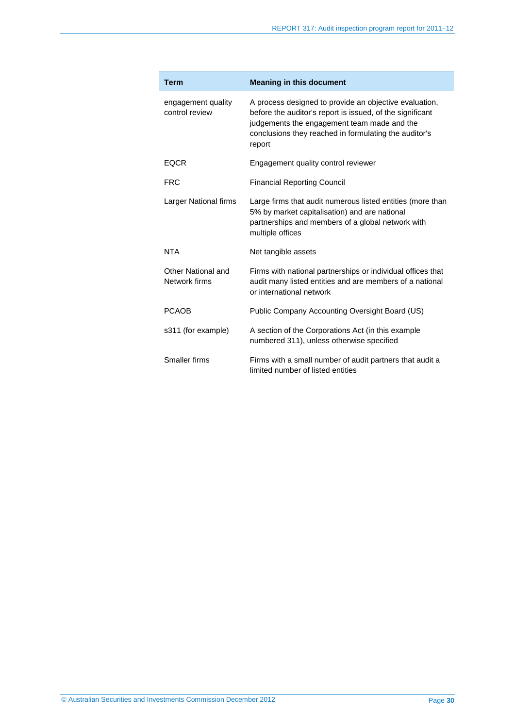| Term | Meaning in this document |
|---|---|
| engagement quality control review | A process designed to provide an objective evaluation, before the auditor's report is issued, of the significant judgements the engagement team made and the conclusions they reached in formulating the auditor's report |
| EQCR | Engagement quality control reviewer |
| FRC | Financial Reporting Council |
| Larger National firms | Large firms that audit numerous listed entities (more than 5% by market capitalisation) and are national partnerships and members of a global network with multiple offices |
| NTA | Net tangible assets |
| Other National and Network firms | Firms with national partnerships or individual offices that audit many listed entities and are members of a national or international network |
| PCAOB | Public Company Accounting Oversight Board (US) |
| s311 (for example) | A section of the Corporations Act (in this example numbered 311), unless otherwise specified |
| Smaller firms | Firms with a small number of audit partners that audit a limited number of listed entities |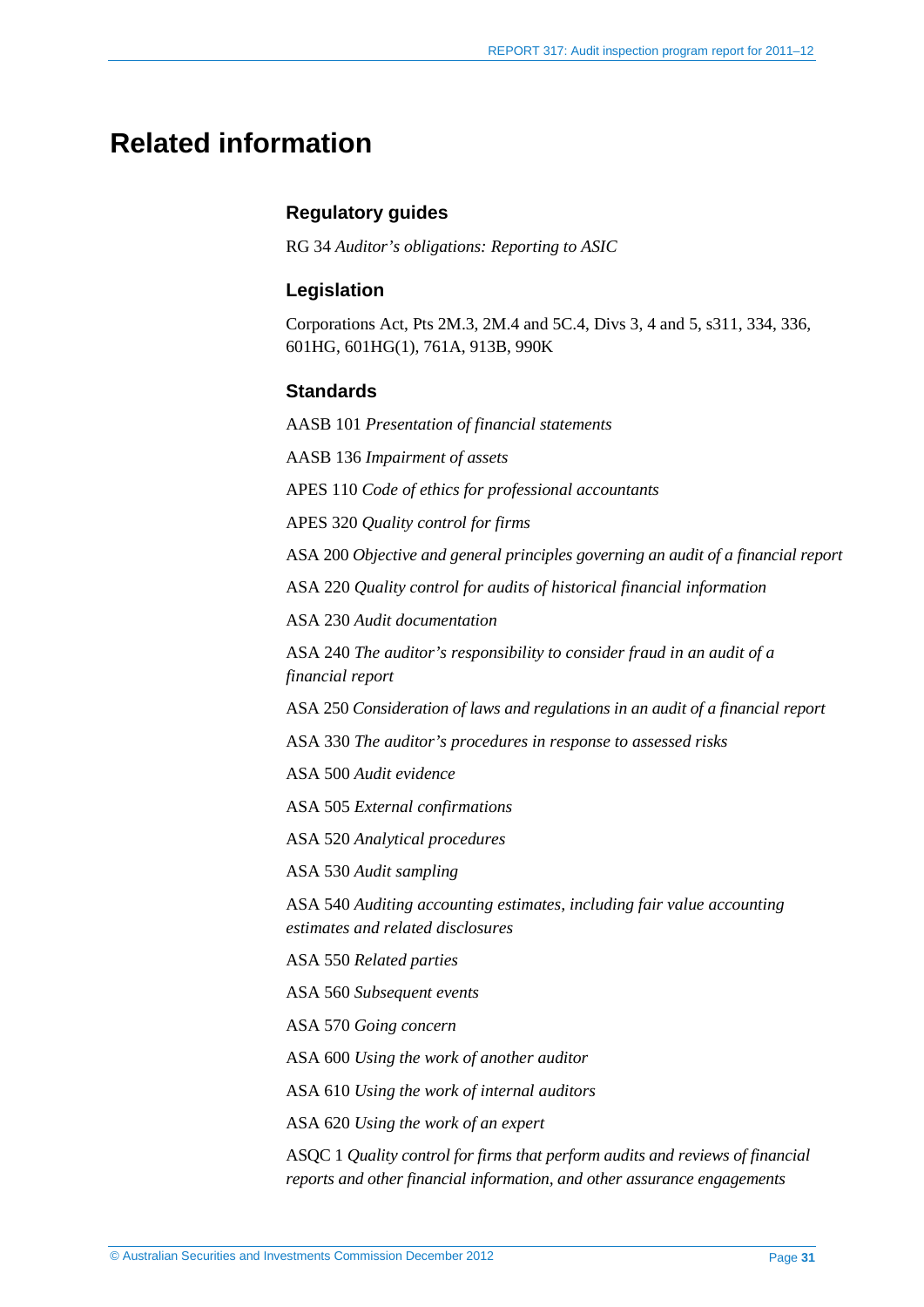# Related information

## Regulatory guides

RG 34 *Auditor's obligations: Reporting to ASIC*

## Legislation

Corporations Act, Pts 2M.3, 2M.4 and 5C.4, Divs 3, 4 and 5, s311, 334, 336, 601HG, 601HG(1), 761A, 913B, 990K

## Standards

AASB 101 *Presentation of financial statements*

AASB 136 *Impairment of assets*

APES 110 *Code of ethics for professional accountants*

APES 320 *Quality control for firms*

ASA 200 *Objective and general principles governing an audit of a financial report*

ASA 220 *Quality control for audits of historical financial information*

ASA 230 *Audit documentation*

ASA 240 *The auditor's responsibility to consider fraud in an audit of a financial report*

ASA 250 *Consideration of laws and regulations in an audit of a financial report*

ASA 330 *The auditor's procedures in response to assessed risks*

ASA 500 *Audit evidence*

ASA 505 *External confirmations*

ASA 520 *Analytical procedures*

ASA 530 *Audit sampling*

ASA 540 *Auditing accounting estimates, including fair value accounting estimates and related disclosures*

ASA 550 *Related parties*

ASA 560 *Subsequent events*

ASA 570 *Going concern*

ASA 600 *Using the work of another auditor*

ASA 610 *Using the work of internal auditors*

ASA 620 *Using the work of an expert*

ASQC 1 *Quality control for firms that perform audits and reviews of financial reports and other financial information, and other assurance engagements*